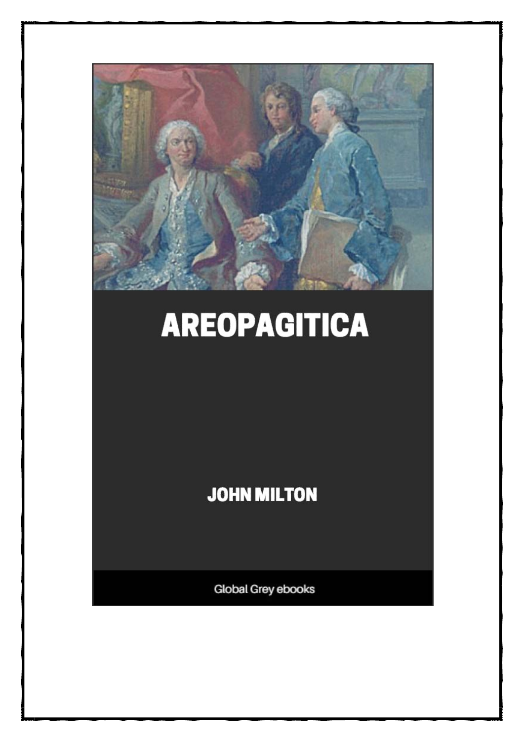# AREOPAGITICA

JOHN MILTON

Global Grey ebooks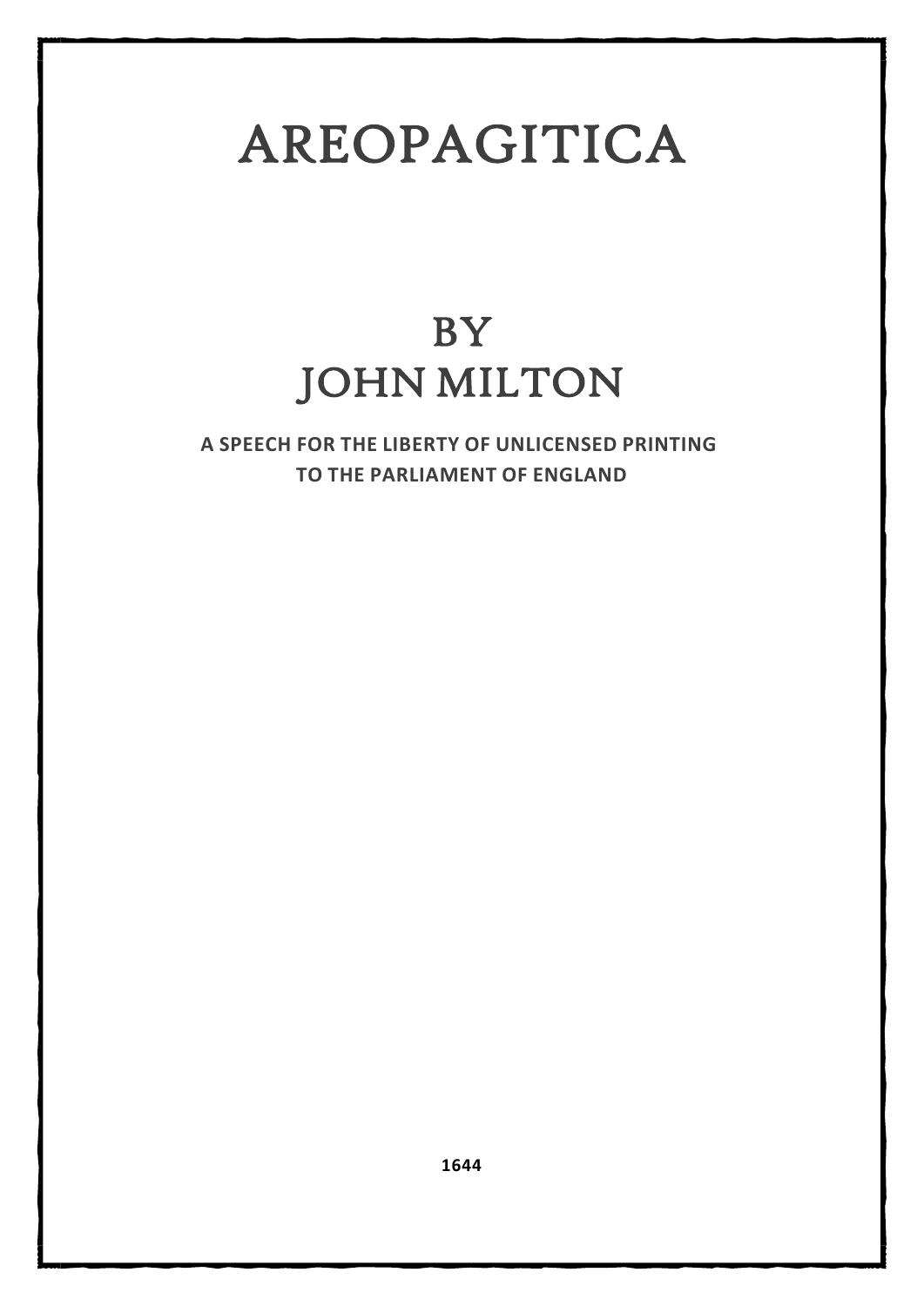# AREOPAGITICA

## BY
## JOHN MILTON

**A SPEECH FOR THE LIBERTY OF UNLICENSED PRINTING TO THE PARLIAMENT OF ENGLAND**

**1644**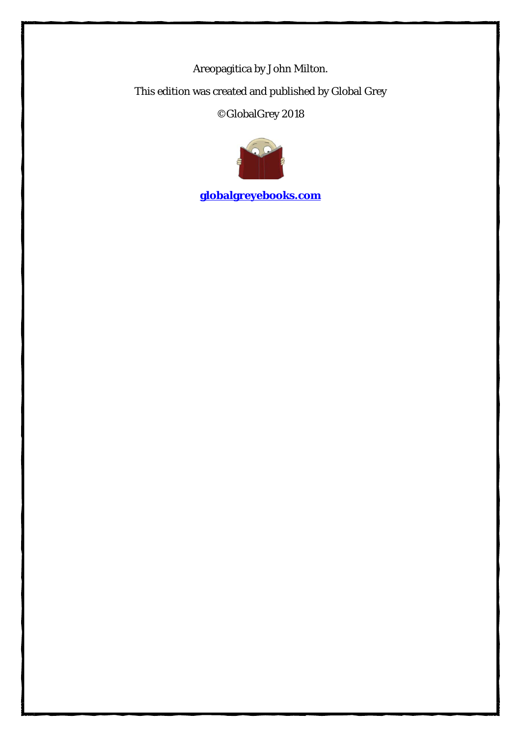Areopagitica by John Milton.

This edition was created and published by Global Grey

©GlobalGrey 2018

**globalgreyebooks.com**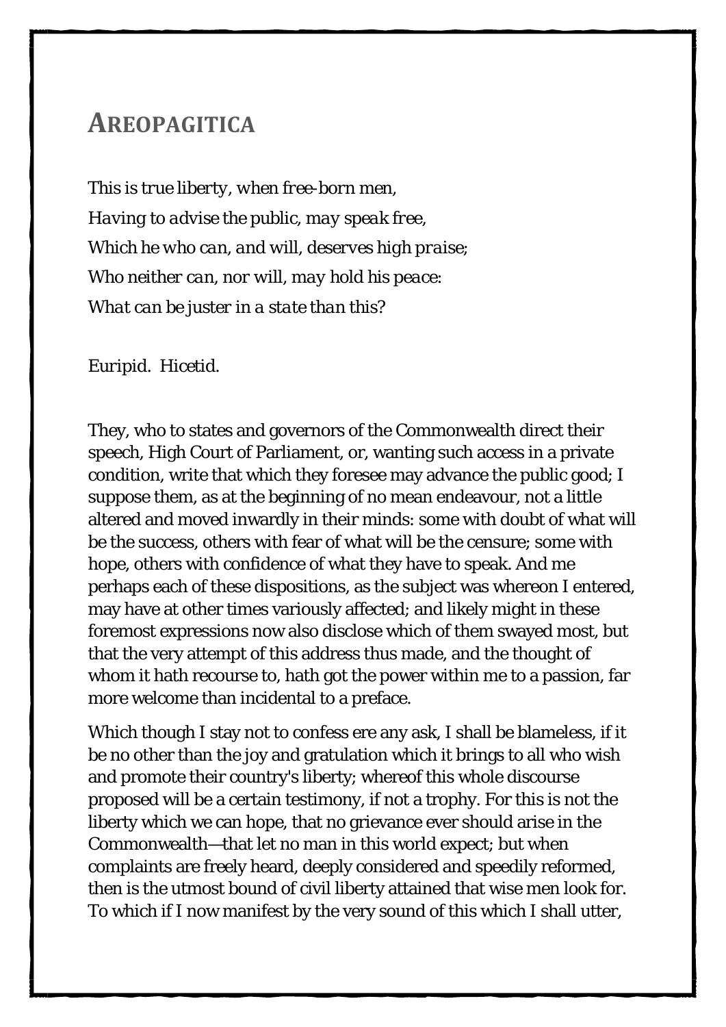# AREOPAGITICA

*This is true liberty, when free-born men,*

*Having to advise the public, may speak free,*

*Which he who can, and will, deserves high praise;*

*Who neither can, nor will, may hold his peace:*

*What can be juster in a state than this?*

Euripid. Hicetid.

They, who to states and governors of the Commonwealth direct their speech, High Court of Parliament, or, wanting such access in a private condition, write that which they foresee may advance the public good; I suppose them, as at the beginning of no mean endeavour, not a little altered and moved inwardly in their minds: some with doubt of what will be the success, others with fear of what will be the censure; some with hope, others with confidence of what they have to speak. And me perhaps each of these dispositions, as the subject was whereon I entered, may have at other times variously affected; and likely might in these foremost expressions now also disclose which of them swayed most, but that the very attempt of this address thus made, and the thought of whom it hath recourse to, hath got the power within me to a passion, far more welcome than incidental to a preface.

Which though I stay not to confess ere any ask, I shall be blameless, if it be no other than the joy and gratulation which it brings to all who wish and promote their country's liberty; whereof this whole discourse proposed will be a certain testimony, if not a trophy. For this is not the liberty which we can hope, that no grievance ever should arise in the Commonwealth—that let no man in this world expect; but when complaints are freely heard, deeply considered and speedily reformed, then is the utmost bound of civil liberty attained that wise men look for. To which if I now manifest by the very sound of this which I shall utter,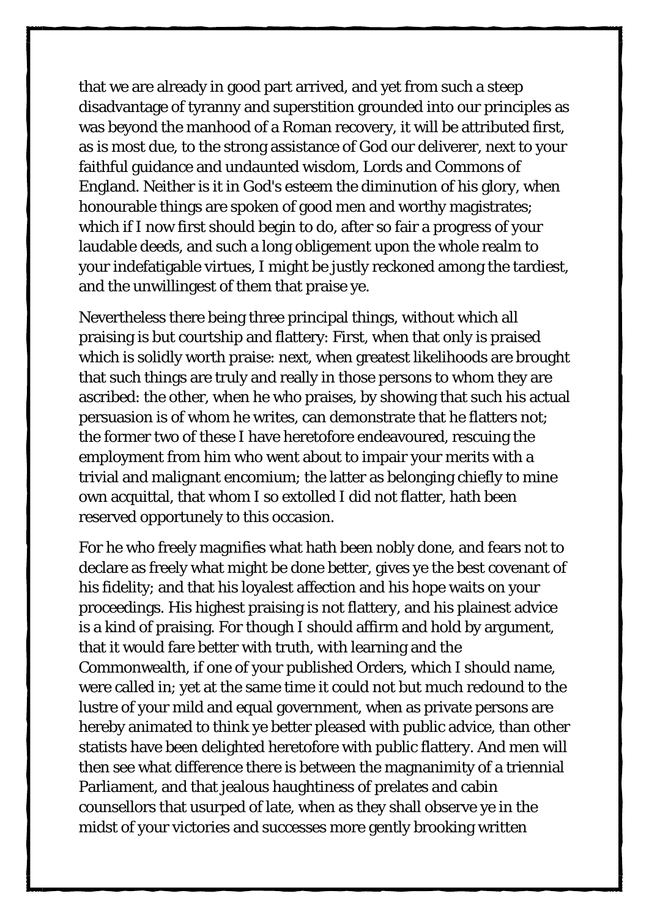that we are already in good part arrived, and yet from such a steep disadvantage of tyranny and superstition grounded into our principles as was beyond the manhood of a Roman recovery, it will be attributed first, as is most due, to the strong assistance of God our deliverer, next to your faithful guidance and undaunted wisdom, Lords and Commons of England. Neither is it in God's esteem the diminution of his glory, when honourable things are spoken of good men and worthy magistrates; which if I now first should begin to do, after so fair a progress of your laudable deeds, and such a long obligement upon the whole realm to your indefatigable virtues, I might be justly reckoned among the tardiest, and the unwillingest of them that praise ye.

Nevertheless there being three principal things, without which all praising is but courtship and flattery: First, when that only is praised which is solidly worth praise: next, when greatest likelihoods are brought that such things are truly and really in those persons to whom they are ascribed: the other, when he who praises, by showing that such his actual persuasion is of whom he writes, can demonstrate that he flatters not; the former two of these I have heretofore endeavoured, rescuing the employment from him who went about to impair your merits with a trivial and malignant encomium; the latter as belonging chiefly to mine own acquittal, that whom I so extolled I did not flatter, hath been reserved opportunely to this occasion.

For he who freely magnifies what hath been nobly done, and fears not to declare as freely what might be done better, gives ye the best covenant of his fidelity; and that his loyalest affection and his hope waits on your proceedings. His highest praising is not flattery, and his plainest advice is a kind of praising. For though I should affirm and hold by argument, that it would fare better with truth, with learning and the Commonwealth, if one of your published Orders, which I should name, were called in; yet at the same time it could not but much redound to the lustre of your mild and equal government, when as private persons are hereby animated to think ye better pleased with public advice, than other statists have been delighted heretofore with public flattery. And men will then see what difference there is between the magnanimity of a triennial Parliament, and that jealous haughtiness of prelates and cabin counsellors that usurped of late, when as they shall observe ye in the midst of your victories and successes more gently brooking written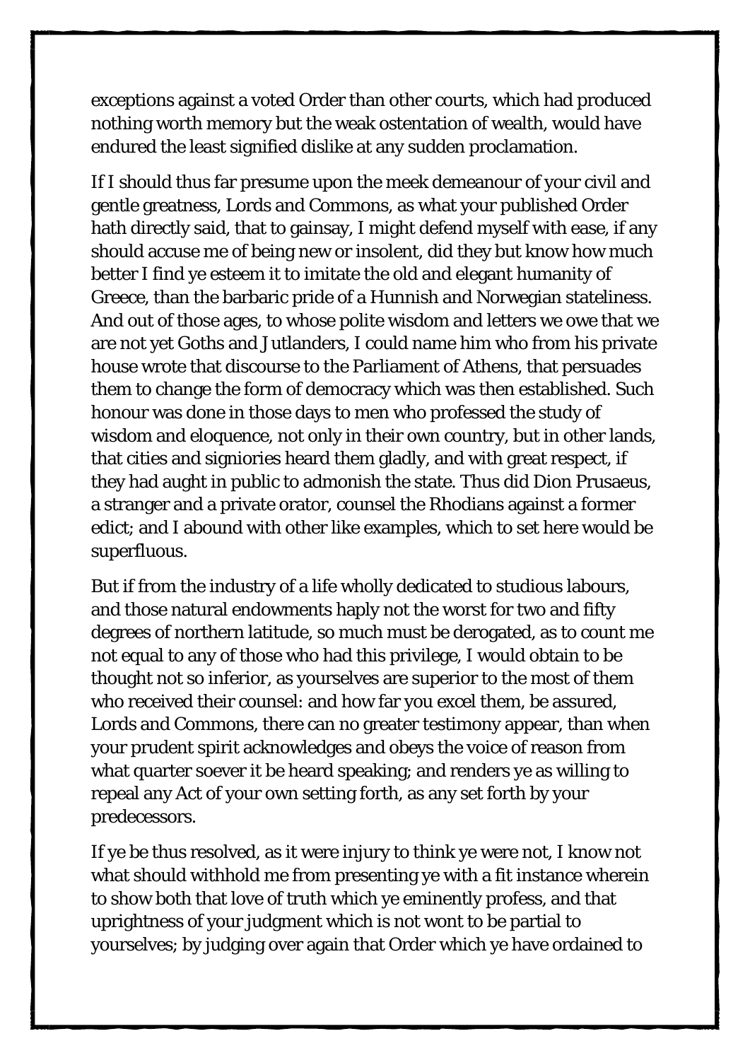exceptions against a voted Order than other courts, which had produced nothing worth memory but the weak ostentation of wealth, would have endured the least signified dislike at any sudden proclamation.

If I should thus far presume upon the meek demeanour of your civil and gentle greatness, Lords and Commons, as what your published Order hath directly said, that to gainsay, I might defend myself with ease, if any should accuse me of being new or insolent, did they but know how much better I find ye esteem it to imitate the old and elegant humanity of Greece, than the barbaric pride of a Hunnish and Norwegian stateliness. And out of those ages, to whose polite wisdom and letters we owe that we are not yet Goths and Jutlanders, I could name him who from his private house wrote that discourse to the Parliament of Athens, that persuades them to change the form of democracy which was then established. Such honour was done in those days to men who professed the study of wisdom and eloquence, not only in their own country, but in other lands, that cities and signiories heard them gladly, and with great respect, if they had aught in public to admonish the state. Thus did Dion Prusaeus, a stranger and a private orator, counsel the Rhodians against a former edict; and I abound with other like examples, which to set here would be superfluous.

But if from the industry of a life wholly dedicated to studious labours, and those natural endowments haply not the worst for two and fifty degrees of northern latitude, so much must be derogated, as to count me not equal to any of those who had this privilege, I would obtain to be thought not so inferior, as yourselves are superior to the most of them who received their counsel: and how far you excel them, be assured, Lords and Commons, there can no greater testimony appear, than when your prudent spirit acknowledges and obeys the voice of reason from what quarter soever it be heard speaking; and renders ye as willing to repeal any Act of your own setting forth, as any set forth by your predecessors.

If ye be thus resolved, as it were injury to think ye were not, I know not what should withhold me from presenting ye with a fit instance wherein to show both that love of truth which ye eminently profess, and that uprightness of your judgment which is not wont to be partial to yourselves; by judging over again that Order which ye have ordained to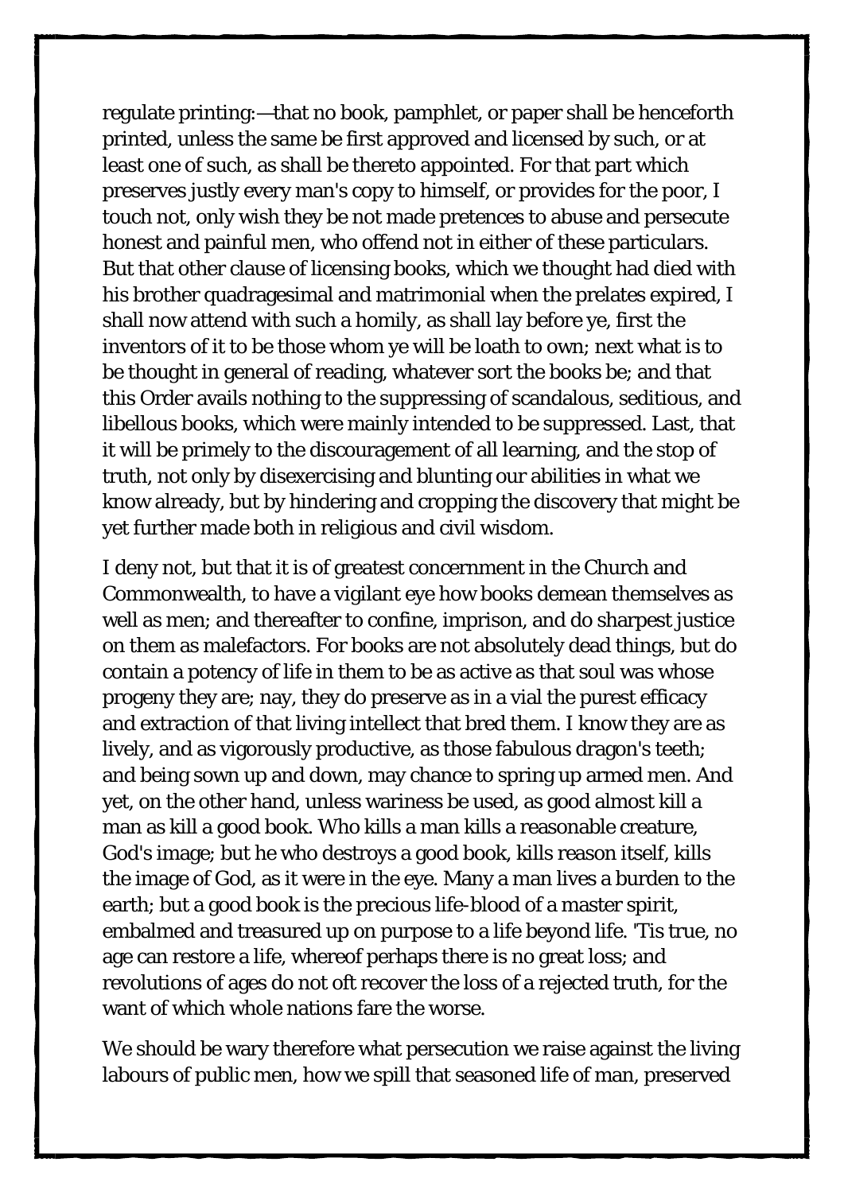regulate printing:—that no book, pamphlet, or paper shall be henceforth printed, unless the same be first approved and licensed by such, or at least one of such, as shall be thereto appointed. For that part which preserves justly every man's copy to himself, or provides for the poor, I touch not, only wish they be not made pretences to abuse and persecute honest and painful men, who offend not in either of these particulars. But that other clause of licensing books, which we thought had died with his brother quadragesimal and matrimonial when the prelates expired, I shall now attend with such a homily, as shall lay before ye, first the inventors of it to be those whom ye will be loath to own; next what is to be thought in general of reading, whatever sort the books be; and that this Order avails nothing to the suppressing of scandalous, seditious, and libellous books, which were mainly intended to be suppressed. Last, that it will be primely to the discouragement of all learning, and the stop of truth, not only by disexercising and blunting our abilities in what we know already, but by hindering and cropping the discovery that might be yet further made both in religious and civil wisdom.

I deny not, but that it is of greatest concernment in the Church and Commonwealth, to have a vigilant eye how books demean themselves as well as men; and thereafter to confine, imprison, and do sharpest justice on them as malefactors. For books are not absolutely dead things, but do contain a potency of life in them to be as active as that soul was whose progeny they are; nay, they do preserve as in a vial the purest efficacy and extraction of that living intellect that bred them. I know they are as lively, and as vigorously productive, as those fabulous dragon's teeth; and being sown up and down, may chance to spring up armed men. And yet, on the other hand, unless wariness be used, as good almost kill a man as kill a good book. Who kills a man kills a reasonable creature, God's image; but he who destroys a good book, kills reason itself, kills the image of God, as it were in the eye. Many a man lives a burden to the earth; but a good book is the precious life-blood of a master spirit, embalmed and treasured up on purpose to a life beyond life. 'Tis true, no age can restore a life, whereof perhaps there is no great loss; and revolutions of ages do not oft recover the loss of a rejected truth, for the want of which whole nations fare the worse.

We should be wary therefore what persecution we raise against the living labours of public men, how we spill that seasoned life of man, preserved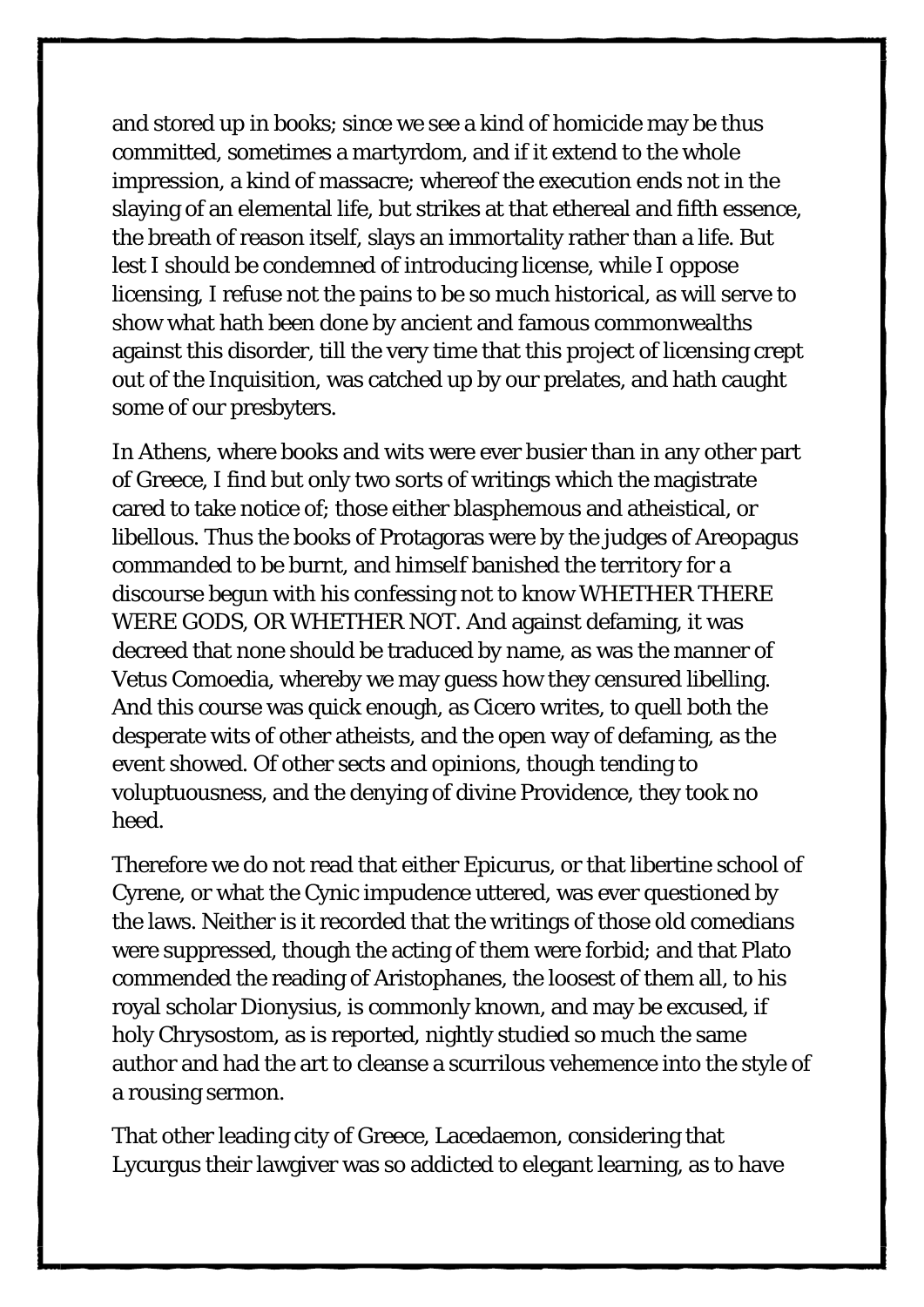and stored up in books; since we see a kind of homicide may be thus committed, sometimes a martyrdom, and if it extend to the whole impression, a kind of massacre; whereof the execution ends not in the slaying of an elemental life, but strikes at that ethereal and fifth essence, the breath of reason itself, slays an immortality rather than a life. But lest I should be condemned of introducing license, while I oppose licensing, I refuse not the pains to be so much historical, as will serve to show what hath been done by ancient and famous commonwealths against this disorder, till the very time that this project of licensing crept out of the Inquisition, was catched up by our prelates, and hath caught some of our presbyters.

In Athens, where books and wits were ever busier than in any other part of Greece, I find but only two sorts of writings which the magistrate cared to take notice of; those either blasphemous and atheistical, or libellous. Thus the books of Protagoras were by the judges of Areopagus commanded to be burnt, and himself banished the territory for a discourse begun with his confessing not to know WHETHER THERE WERE GODS, OR WHETHER NOT. And against defaming, it was decreed that none should be traduced by name, as was the manner of Vetus Comoedia, whereby we may guess how they censured libelling. And this course was quick enough, as Cicero writes, to quell both the desperate wits of other atheists, and the open way of defaming, as the event showed. Of other sects and opinions, though tending to voluptuousness, and the denying of divine Providence, they took no heed.

Therefore we do not read that either Epicurus, or that libertine school of Cyrene, or what the Cynic impudence uttered, was ever questioned by the laws. Neither is it recorded that the writings of those old comedians were suppressed, though the acting of them were forbid; and that Plato commended the reading of Aristophanes, the loosest of them all, to his royal scholar Dionysius, is commonly known, and may be excused, if holy Chrysostom, as is reported, nightly studied so much the same author and had the art to cleanse a scurrilous vehemence into the style of a rousing sermon.

That other leading city of Greece, Lacedaemon, considering that Lycurgus their lawgiver was so addicted to elegant learning, as to have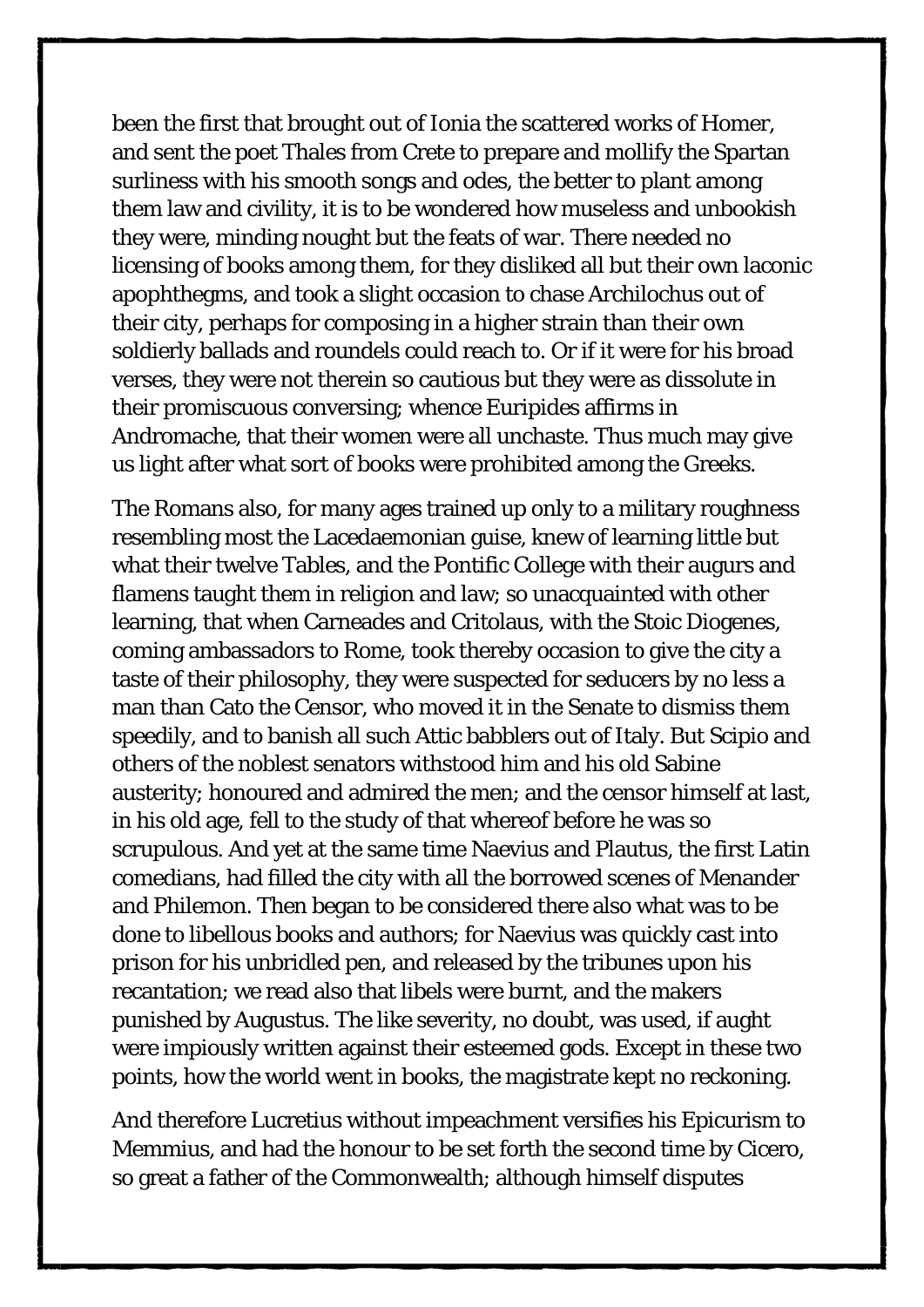been the first that brought out of Ionia the scattered works of Homer, and sent the poet Thales from Crete to prepare and mollify the Spartan surliness with his smooth songs and odes, the better to plant among them law and civility, it is to be wondered how museless and unbookish they were, minding nought but the feats of war. There needed no licensing of books among them, for they disliked all but their own laconic apophthegms, and took a slight occasion to chase Archilochus out of their city, perhaps for composing in a higher strain than their own soldierly ballads and roundels could reach to. Or if it were for his broad verses, they were not therein so cautious but they were as dissolute in their promiscuous conversing; whence Euripides affirms in Andromache, that their women were all unchaste. Thus much may give us light after what sort of books were prohibited among the Greeks.

The Romans also, for many ages trained up only to a military roughness resembling most the Lacedaemonian guise, knew of learning little but what their twelve Tables, and the Pontific College with their augurs and flamens taught them in religion and law; so unacquainted with other learning, that when Carneades and Critolaus, with the Stoic Diogenes, coming ambassadors to Rome, took thereby occasion to give the city a taste of their philosophy, they were suspected for seducers by no less a man than Cato the Censor, who moved it in the Senate to dismiss them speedily, and to banish all such Attic babblers out of Italy. But Scipio and others of the noblest senators withstood him and his old Sabine austerity; honoured and admired the men; and the censor himself at last, in his old age, fell to the study of that whereof before he was so scrupulous. And yet at the same time Naevius and Plautus, the first Latin comedians, had filled the city with all the borrowed scenes of Menander and Philemon. Then began to be considered there also what was to be done to libellous books and authors; for Naevius was quickly cast into prison for his unbridled pen, and released by the tribunes upon his recantation; we read also that libels were burnt, and the makers punished by Augustus. The like severity, no doubt, was used, if aught were impiously written against their esteemed gods. Except in these two points, how the world went in books, the magistrate kept no reckoning.

And therefore Lucretius without impeachment versifies his Epicurism to Memmius, and had the honour to be set forth the second time by Cicero, so great a father of the Commonwealth; although himself disputes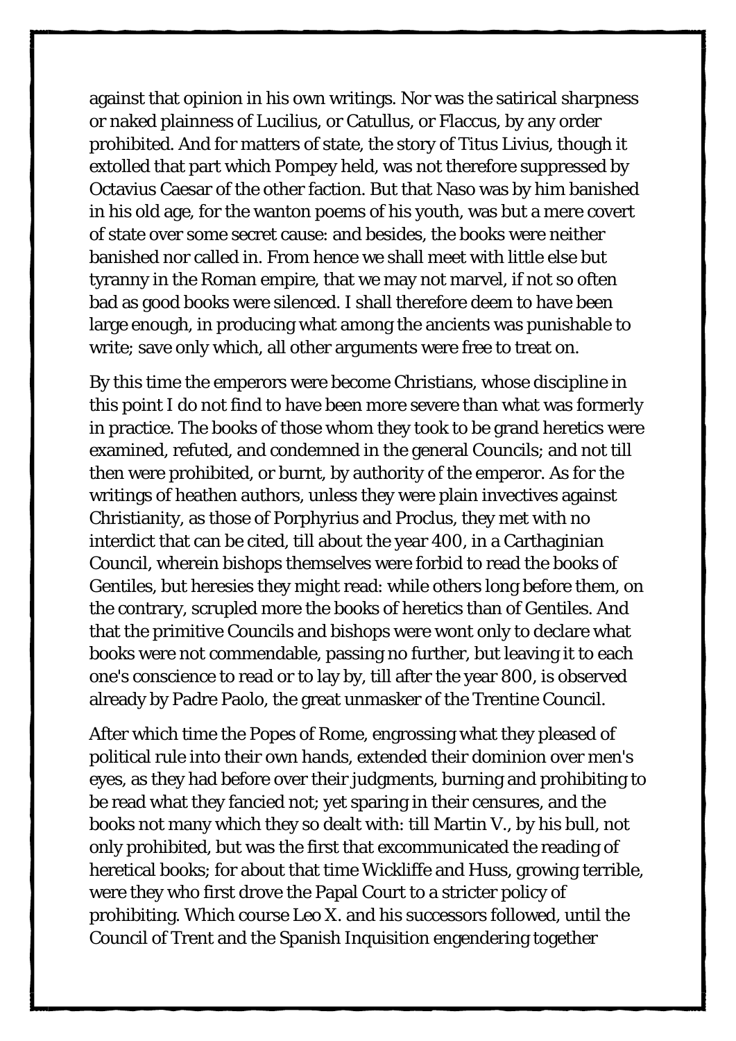against that opinion in his own writings. Nor was the satirical sharpness or naked plainness of Lucilius, or Catullus, or Flaccus, by any order prohibited. And for matters of state, the story of Titus Livius, though it extolled that part which Pompey held, was not therefore suppressed by Octavius Caesar of the other faction. But that Naso was by him banished in his old age, for the wanton poems of his youth, was but a mere covert of state over some secret cause: and besides, the books were neither banished nor called in. From hence we shall meet with little else but tyranny in the Roman empire, that we may not marvel, if not so often bad as good books were silenced. I shall therefore deem to have been large enough, in producing what among the ancients was punishable to write; save only which, all other arguments were free to treat on.

By this time the emperors were become Christians, whose discipline in this point I do not find to have been more severe than what was formerly in practice. The books of those whom they took to be grand heretics were examined, refuted, and condemned in the general Councils; and not till then were prohibited, or burnt, by authority of the emperor. As for the writings of heathen authors, unless they were plain invectives against Christianity, as those of Porphyrius and Proclus, they met with no interdict that can be cited, till about the year 400, in a Carthaginian Council, wherein bishops themselves were forbid to read the books of Gentiles, but heresies they might read: while others long before them, on the contrary, scrupled more the books of heretics than of Gentiles. And that the primitive Councils and bishops were wont only to declare what books were not commendable, passing no further, but leaving it to each one's conscience to read or to lay by, till after the year 800, is observed already by Padre Paolo, the great unmasker of the Trentine Council.

After which time the Popes of Rome, engrossing what they pleased of political rule into their own hands, extended their dominion over men's eyes, as they had before over their judgments, burning and prohibiting to be read what they fancied not; yet sparing in their censures, and the books not many which they so dealt with: till Martin V., by his bull, not only prohibited, but was the first that excommunicated the reading of heretical books; for about that time Wickliffe and Huss, growing terrible, were they who first drove the Papal Court to a stricter policy of prohibiting. Which course Leo X. and his successors followed, until the Council of Trent and the Spanish Inquisition engendering together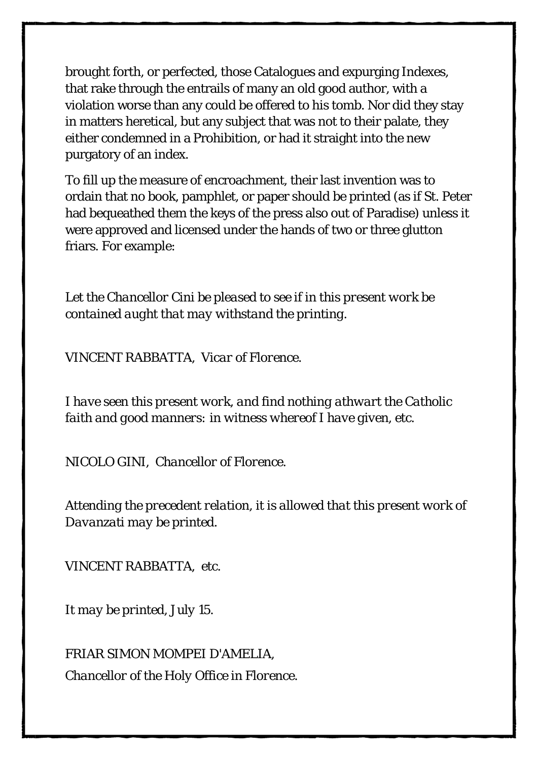brought forth, or perfected, those Catalogues and expurging Indexes, that rake through the entrails of many an old good author, with a violation worse than any could be offered to his tomb. Nor did they stay in matters heretical, but any subject that was not to their palate, they either condemned in a Prohibition, or had it straight into the new purgatory of an index.

To fill up the measure of encroachment, their last invention was to ordain that no book, pamphlet, or paper should be printed (as if St. Peter had bequeathed them the keys of the press also out of Paradise) unless it were approved and licensed under the hands of two or three glutton friars. For example:

*Let the Chancellor Cini be pleased to see if in this present work be contained aught that may withstand the printing.*

VINCENT RABBATTA, *Vicar of Florence.*

*I have seen this present work, and find nothing athwart the Catholic faith and good manners: in witness whereof I have given, etc.*

NICOLO GINI, *Chancellor of Florence.*

*Attending the precedent relation, it is allowed that this present work of Davanzati may be printed.*

VINCENT RABBATTA, *etc.*

*It may be printed, July 15.*

FRIAR SIMON MOMPEI D'AMELIA,

*Chancellor of the Holy Office in Florence.*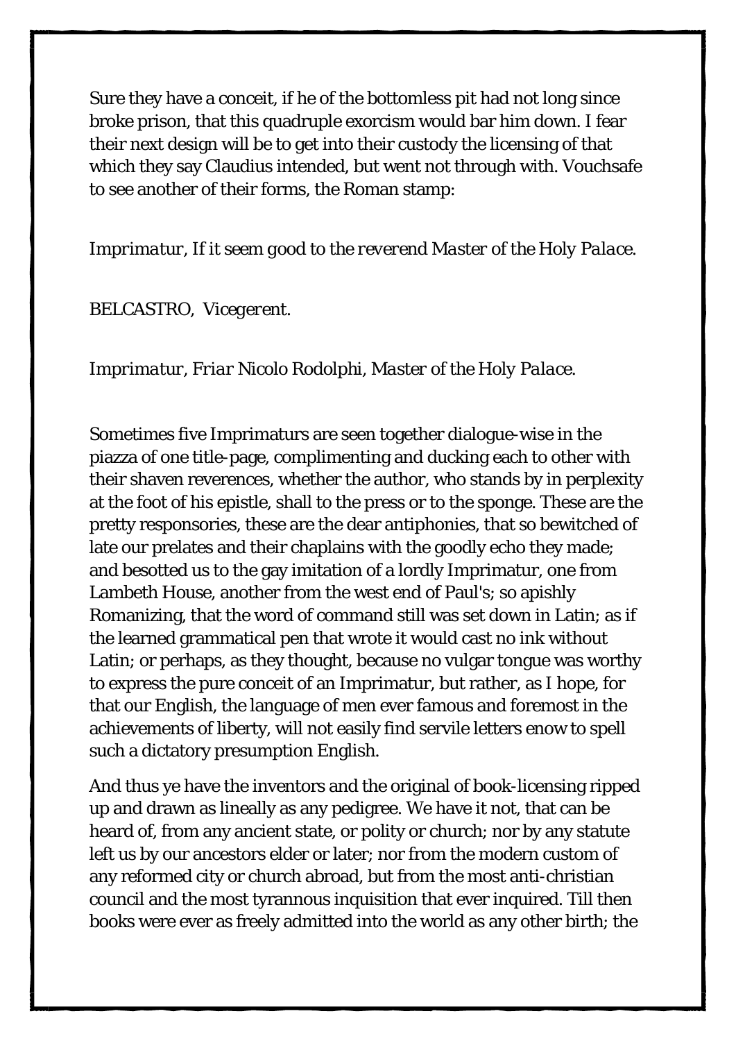Sure they have a conceit, if he of the bottomless pit had not long since broke prison, that this quadruple exorcism would bar him down. I fear their next design will be to get into their custody the licensing of that which they say Claudius intended, but went not through with. Vouchsafe to see another of their forms, the Roman stamp:

*Imprimatur, If it seem good to the reverend Master of the Holy Palace.*

*BELCASTRO, Vicegerent.*

*Imprimatur, Friar Nicolo Rodolphi, Master of the Holy Palace.*

Sometimes five Imprimaturs are seen together dialogue-wise in the piazza of one title-page, complimenting and ducking each to other with their shaven reverences, whether the author, who stands by in perplexity at the foot of his epistle, shall to the press or to the sponge. These are the pretty responsories, these are the dear antiphonies, that so bewitched of late our prelates and their chaplains with the goodly echo they made; and besotted us to the gay imitation of a lordly Imprimatur, one from Lambeth House, another from the west end of Paul's; so apishly Romanizing, that the word of command still was set down in Latin; as if the learned grammatical pen that wrote it would cast no ink without Latin; or perhaps, as they thought, because no vulgar tongue was worthy to express the pure conceit of an Imprimatur, but rather, as I hope, for that our English, the language of men ever famous and foremost in the achievements of liberty, will not easily find servile letters enow to spell such a dictatory presumption English.

And thus ye have the inventors and the original of book-licensing ripped up and drawn as lineally as any pedigree. We have it not, that can be heard of, from any ancient state, or polity or church; nor by any statute left us by our ancestors elder or later; nor from the modern custom of any reformed city or church abroad, but from the most anti-christian council and the most tyrannous inquisition that ever inquired. Till then books were ever as freely admitted into the world as any other birth; the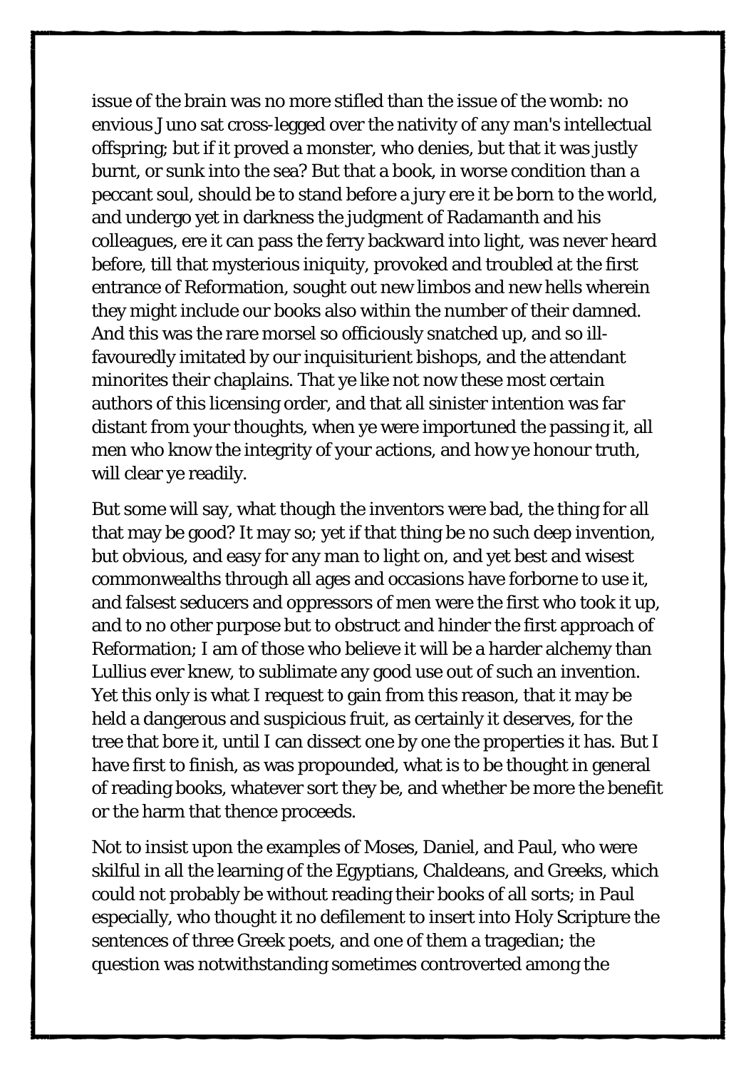issue of the brain was no more stifled than the issue of the womb: no envious Juno sat cross-legged over the nativity of any man's intellectual offspring; but if it proved a monster, who denies, but that it was justly burnt, or sunk into the sea? But that a book, in worse condition than a peccant soul, should be to stand before a jury ere it be born to the world, and undergo yet in darkness the judgment of Radamanth and his colleagues, ere it can pass the ferry backward into light, was never heard before, till that mysterious iniquity, provoked and troubled at the first entrance of Reformation, sought out new limbos and new hells wherein they might include our books also within the number of their damned. And this was the rare morsel so officiously snatched up, and so ill-favouredly imitated by our inquisiturient bishops, and the attendant minorites their chaplains. That ye like not now these most certain authors of this licensing order, and that all sinister intention was far distant from your thoughts, when ye were importuned the passing it, all men who know the integrity of your actions, and how ye honour truth, will clear ye readily.

But some will say, what though the inventors were bad, the thing for all that may be good? It may so; yet if that thing be no such deep invention, but obvious, and easy for any man to light on, and yet best and wisest commonwealths through all ages and occasions have forborne to use it, and falsest seducers and oppressors of men were the first who took it up, and to no other purpose but to obstruct and hinder the first approach of Reformation; I am of those who believe it will be a harder alchemy than Lullius ever knew, to sublimate any good use out of such an invention. Yet this only is what I request to gain from this reason, that it may be held a dangerous and suspicious fruit, as certainly it deserves, for the tree that bore it, until I can dissect one by one the properties it has. But I have first to finish, as was propounded, what is to be thought in general of reading books, whatever sort they be, and whether be more the benefit or the harm that thence proceeds.

Not to insist upon the examples of Moses, Daniel, and Paul, who were skilful in all the learning of the Egyptians, Chaldeans, and Greeks, which could not probably be without reading their books of all sorts; in Paul especially, who thought it no defilement to insert into Holy Scripture the sentences of three Greek poets, and one of them a tragedian; the question was notwithstanding sometimes controverted among the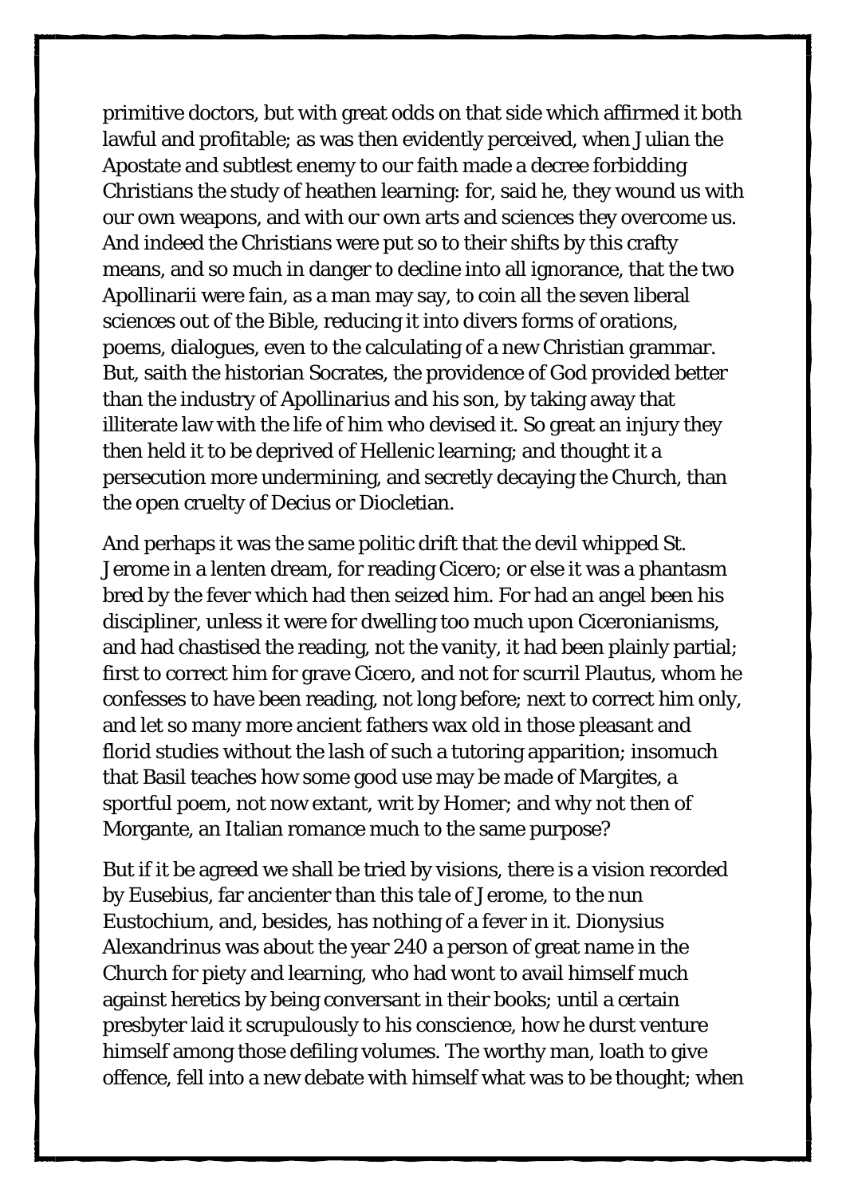primitive doctors, but with great odds on that side which affirmed it both lawful and profitable; as was then evidently perceived, when Julian the Apostate and subtlest enemy to our faith made a decree forbidding Christians the study of heathen learning: for, said he, they wound us with our own weapons, and with our own arts and sciences they overcome us. And indeed the Christians were put so to their shifts by this crafty means, and so much in danger to decline into all ignorance, that the two Apollinarii were fain, as a man may say, to coin all the seven liberal sciences out of the Bible, reducing it into divers forms of orations, poems, dialogues, even to the calculating of a new Christian grammar. But, saith the historian Socrates, the providence of God provided better than the industry of Apollinarius and his son, by taking away that illiterate law with the life of him who devised it. So great an injury they then held it to be deprived of Hellenic learning; and thought it a persecution more undermining, and secretly decaying the Church, than the open cruelty of Decius or Diocletian.

And perhaps it was the same politic drift that the devil whipped St. Jerome in a lenten dream, for reading Cicero; or else it was a phantasm bred by the fever which had then seized him. For had an angel been his discipliner, unless it were for dwelling too much upon Ciceronianisms, and had chastised the reading, not the vanity, it had been plainly partial; first to correct him for grave Cicero, and not for scurril Plautus, whom he confesses to have been reading, not long before; next to correct him only, and let so many more ancient fathers wax old in those pleasant and florid studies without the lash of such a tutoring apparition; insomuch that Basil teaches how some good use may be made of Margites, a sportful poem, not now extant, writ by Homer; and why not then of Morgante, an Italian romance much to the same purpose?

But if it be agreed we shall be tried by visions, there is a vision recorded by Eusebius, far ancienter than this tale of Jerome, to the nun Eustochium, and, besides, has nothing of a fever in it. Dionysius Alexandrinus was about the year 240 a person of great name in the Church for piety and learning, who had wont to avail himself much against heretics by being conversant in their books; until a certain presbyter laid it scrupulously to his conscience, how he durst venture himself among those defiling volumes. The worthy man, loath to give offence, fell into a new debate with himself what was to be thought; when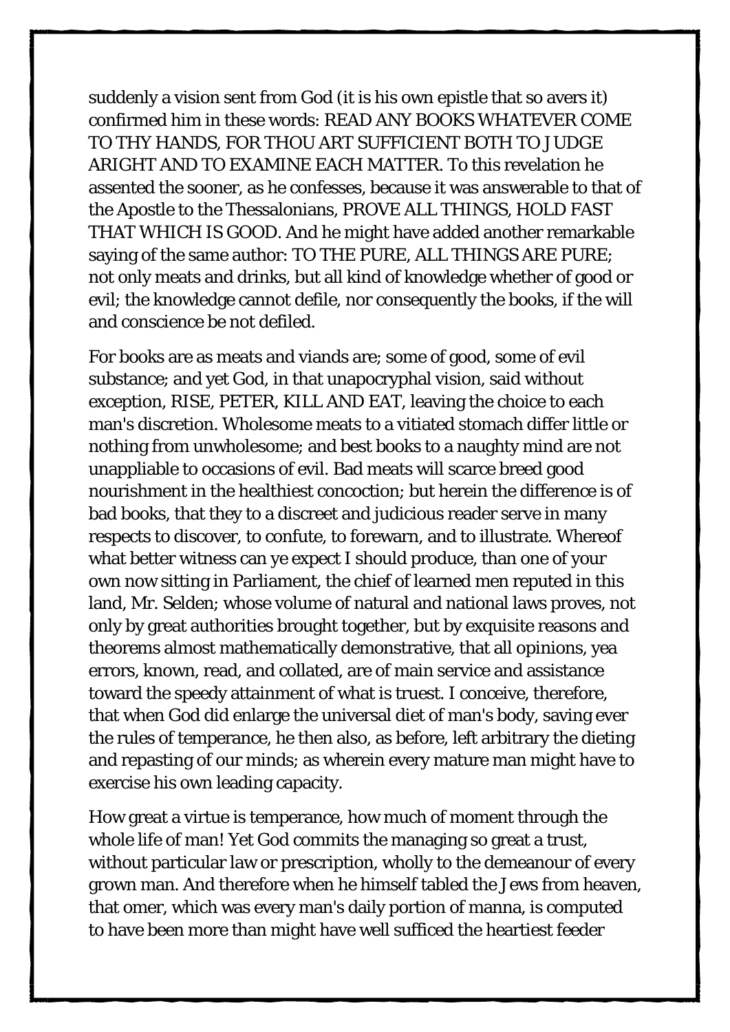suddenly a vision sent from God (it is his own epistle that so avers it) confirmed him in these words: READ ANY BOOKS WHATEVER COME TO THY HANDS, FOR THOU ART SUFFICIENT BOTH TO JUDGE ARIGHT AND TO EXAMINE EACH MATTER. To this revelation he assented the sooner, as he confesses, because it was answerable to that of the Apostle to the Thessalonians, PROVE ALL THINGS, HOLD FAST THAT WHICH IS GOOD. And he might have added another remarkable saying of the same author: TO THE PURE, ALL THINGS ARE PURE; not only meats and drinks, but all kind of knowledge whether of good or evil; the knowledge cannot defile, nor consequently the books, if the will and conscience be not defiled.

For books are as meats and viands are; some of good, some of evil substance; and yet God, in that unapocryphal vision, said without exception, RISE, PETER, KILL AND EAT, leaving the choice to each man's discretion. Wholesome meats to a vitiated stomach differ little or nothing from unwholesome; and best books to a naughty mind are not unappliable to occasions of evil. Bad meats will scarce breed good nourishment in the healthiest concoction; but herein the difference is of bad books, that they to a discreet and judicious reader serve in many respects to discover, to confute, to forewarn, and to illustrate. Whereof what better witness can ye expect I should produce, than one of your own now sitting in Parliament, the chief of learned men reputed in this land, Mr. Selden; whose volume of natural and national laws proves, not only by great authorities brought together, but by exquisite reasons and theorems almost mathematically demonstrative, that all opinions, yea errors, known, read, and collated, are of main service and assistance toward the speedy attainment of what is truest. I conceive, therefore, that when God did enlarge the universal diet of man's body, saving ever the rules of temperance, he then also, as before, left arbitrary the dieting and repasting of our minds; as wherein every mature man might have to exercise his own leading capacity.

How great a virtue is temperance, how much of moment through the whole life of man! Yet God commits the managing so great a trust, without particular law or prescription, wholly to the demeanour of every grown man. And therefore when he himself tabled the Jews from heaven, that omer, which was every man's daily portion of manna, is computed to have been more than might have well sufficed the heartiest feeder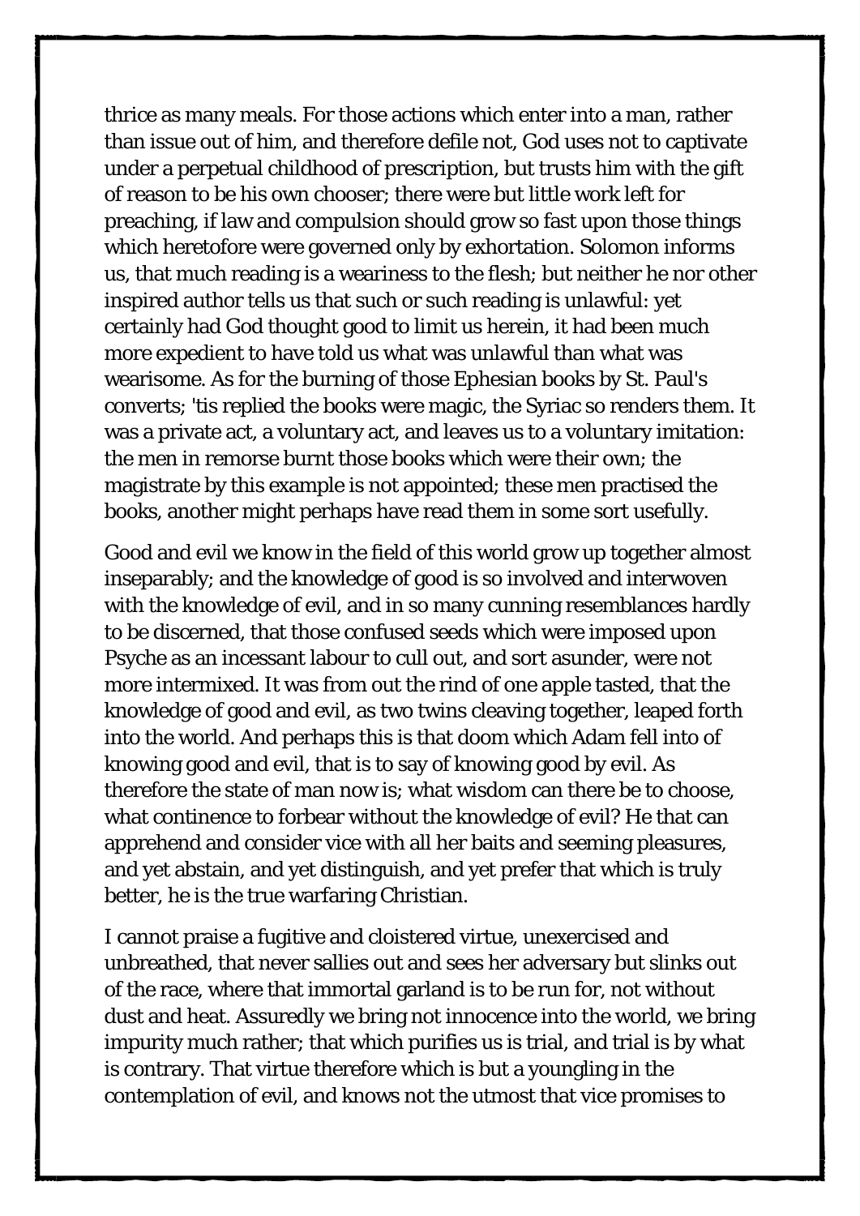thrice as many meals. For those actions which enter into a man, rather than issue out of him, and therefore defile not, God uses not to captivate under a perpetual childhood of prescription, but trusts him with the gift of reason to be his own chooser; there were but little work left for preaching, if law and compulsion should grow so fast upon those things which heretofore were governed only by exhortation. Solomon informs us, that much reading is a weariness to the flesh; but neither he nor other inspired author tells us that such or such reading is unlawful: yet certainly had God thought good to limit us herein, it had been much more expedient to have told us what was unlawful than what was wearisome. As for the burning of those Ephesian books by St. Paul's converts; 'tis replied the books were magic, the Syriac so renders them. It was a private act, a voluntary act, and leaves us to a voluntary imitation: the men in remorse burnt those books which were their own; the magistrate by this example is not appointed; these men practised the books, another might perhaps have read them in some sort usefully.

Good and evil we know in the field of this world grow up together almost inseparably; and the knowledge of good is so involved and interwoven with the knowledge of evil, and in so many cunning resemblances hardly to be discerned, that those confused seeds which were imposed upon Psyche as an incessant labour to cull out, and sort asunder, were not more intermixed. It was from out the rind of one apple tasted, that the knowledge of good and evil, as two twins cleaving together, leaped forth into the world. And perhaps this is that doom which Adam fell into of knowing good and evil, that is to say of knowing good by evil. As therefore the state of man now is; what wisdom can there be to choose, what continence to forbear without the knowledge of evil? He that can apprehend and consider vice with all her baits and seeming pleasures, and yet abstain, and yet distinguish, and yet prefer that which is truly better, he is the true warfaring Christian.

I cannot praise a fugitive and cloistered virtue, unexercised and unbreathed, that never sallies out and sees her adversary but slinks out of the race, where that immortal garland is to be run for, not without dust and heat. Assuredly we bring not innocence into the world, we bring impurity much rather; that which purifies us is trial, and trial is by what is contrary. That virtue therefore which is but a youngling in the contemplation of evil, and knows not the utmost that vice promises to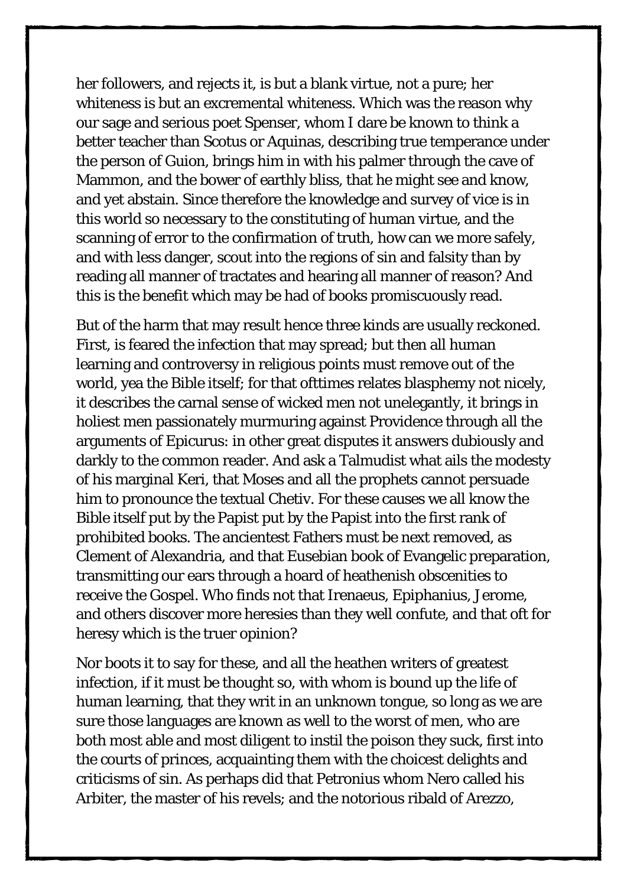her followers, and rejects it, is but a blank virtue, not a pure; her whiteness is but an excremental whiteness. Which was the reason why our sage and serious poet Spenser, whom I dare be known to think a better teacher than Scotus or Aquinas, describing true temperance under the person of Guion, brings him in with his palmer through the cave of Mammon, and the bower of earthly bliss, that he might see and know, and yet abstain. Since therefore the knowledge and survey of vice is in this world so necessary to the constituting of human virtue, and the scanning of error to the confirmation of truth, how can we more safely, and with less danger, scout into the regions of sin and falsity than by reading all manner of tractates and hearing all manner of reason? And this is the benefit which may be had of books promiscuously read.

But of the harm that may result hence three kinds are usually reckoned. First, is feared the infection that may spread; but then all human learning and controversy in religious points must remove out of the world, yea the Bible itself; for that ofttimes relates blasphemy not nicely, it describes the carnal sense of wicked men not unelegantly, it brings in holiest men passionately murmuring against Providence through all the arguments of Epicurus: in other great disputes it answers dubiously and darkly to the common reader. And ask a Talmudist what ails the modesty of his marginal Keri, that Moses and all the prophets cannot persuade him to pronounce the textual Chetiv. For these causes we all know the Bible itself put by the Papist put by the Papist into the first rank of prohibited books. The ancientest Fathers must be next removed, as Clement of Alexandria, and that Eusebian book of Evangelic preparation, transmitting our ears through a hoard of heathenish obscenities to receive the Gospel. Who finds not that Irenaeus, Epiphanius, Jerome, and others discover more heresies than they well confute, and that oft for heresy which is the truer opinion?

Nor boots it to say for these, and all the heathen writers of greatest infection, if it must be thought so, with whom is bound up the life of human learning, that they writ in an unknown tongue, so long as we are sure those languages are known as well to the worst of men, who are both most able and most diligent to instil the poison they suck, first into the courts of princes, acquainting them with the choicest delights and criticisms of sin. As perhaps did that Petronius whom Nero called his Arbiter, the master of his revels; and the notorious ribald of Arezzo,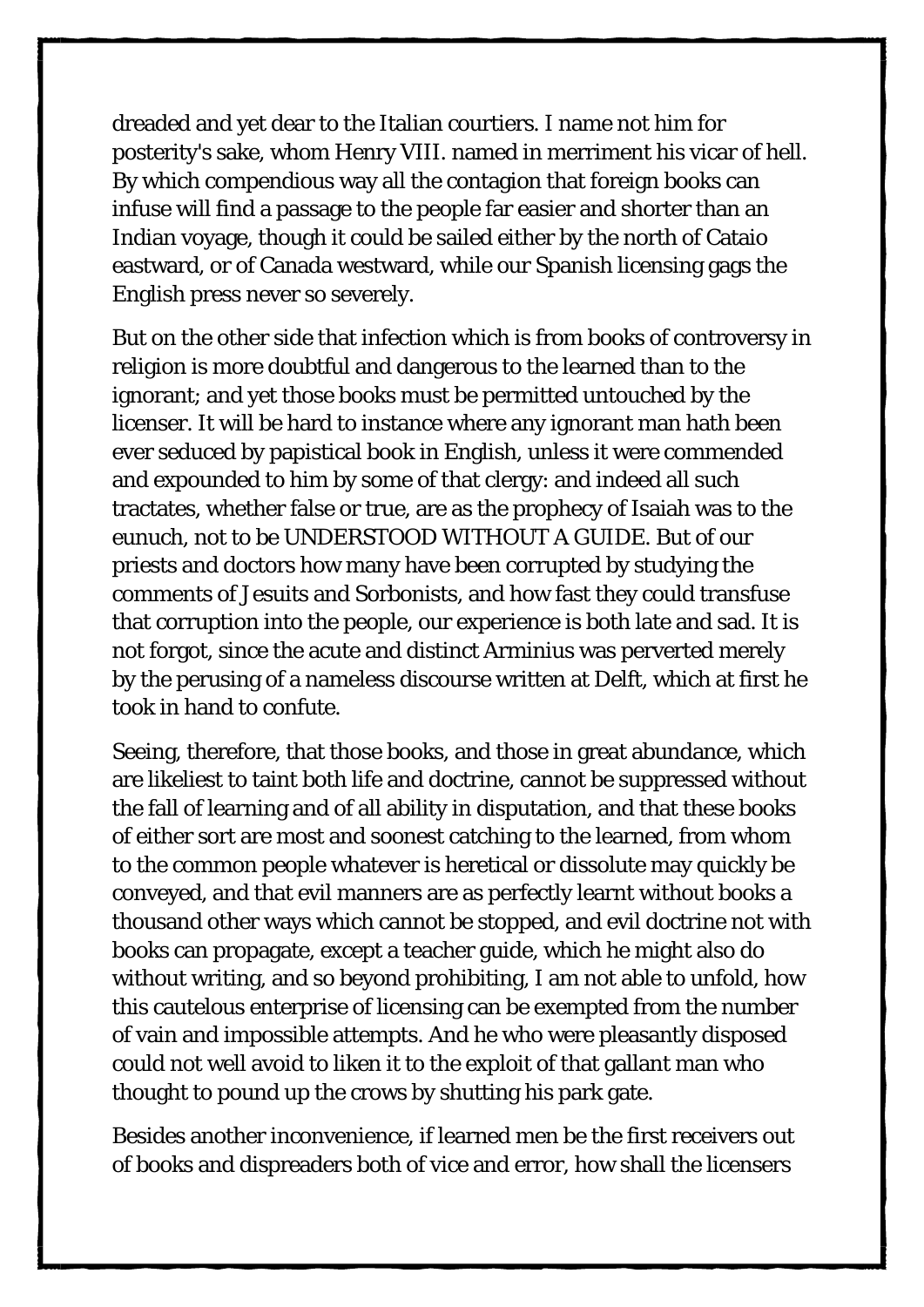dreaded and yet dear to the Italian courtiers. I name not him for posterity's sake, whom Henry VIII. named in merriment his vicar of hell. By which compendious way all the contagion that foreign books can infuse will find a passage to the people far easier and shorter than an Indian voyage, though it could be sailed either by the north of Cataio eastward, or of Canada westward, while our Spanish licensing gags the English press never so severely.

But on the other side that infection which is from books of controversy in religion is more doubtful and dangerous to the learned than to the ignorant; and yet those books must be permitted untouched by the licenser. It will be hard to instance where any ignorant man hath been ever seduced by papistical book in English, unless it were commended and expounded to him by some of that clergy: and indeed all such tractates, whether false or true, are as the prophecy of Isaiah was to the eunuch, not to be UNDERSTOOD WITHOUT A GUIDE. But of our priests and doctors how many have been corrupted by studying the comments of Jesuits and Sorbonists, and how fast they could transfuse that corruption into the people, our experience is both late and sad. It is not forgot, since the acute and distinct Arminius was perverted merely by the perusing of a nameless discourse written at Delft, which at first he took in hand to confute.

Seeing, therefore, that those books, and those in great abundance, which are likeliest to taint both life and doctrine, cannot be suppressed without the fall of learning and of all ability in disputation, and that these books of either sort are most and soonest catching to the learned, from whom to the common people whatever is heretical or dissolute may quickly be conveyed, and that evil manners are as perfectly learnt without books a thousand other ways which cannot be stopped, and evil doctrine not with books can propagate, except a teacher guide, which he might also do without writing, and so beyond prohibiting, I am not able to unfold, how this cautelous enterprise of licensing can be exempted from the number of vain and impossible attempts. And he who were pleasantly disposed could not well avoid to liken it to the exploit of that gallant man who thought to pound up the crows by shutting his park gate.

Besides another inconvenience, if learned men be the first receivers out of books and dispreaders both of vice and error, how shall the licensers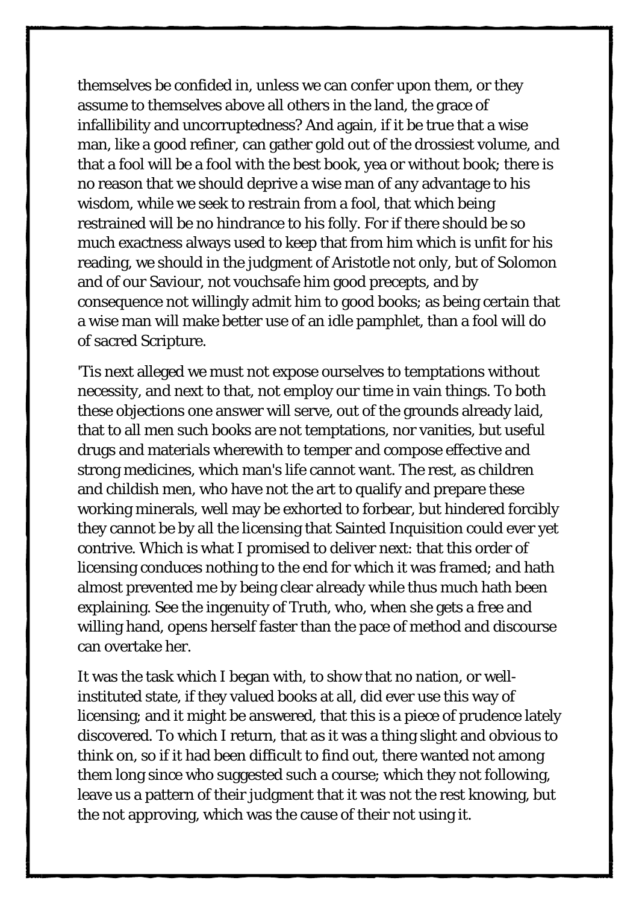themselves be confided in, unless we can confer upon them, or they assume to themselves above all others in the land, the grace of infallibility and uncorruptedness? And again, if it be true that a wise man, like a good refiner, can gather gold out of the drossiest volume, and that a fool will be a fool with the best book, yea or without book; there is no reason that we should deprive a wise man of any advantage to his wisdom, while we seek to restrain from a fool, that which being restrained will be no hindrance to his folly. For if there should be so much exactness always used to keep that from him which is unfit for his reading, we should in the judgment of Aristotle not only, but of Solomon and of our Saviour, not vouchsafe him good precepts, and by consequence not willingly admit him to good books; as being certain that a wise man will make better use of an idle pamphlet, than a fool will do of sacred Scripture.

'Tis next alleged we must not expose ourselves to temptations without necessity, and next to that, not employ our time in vain things. To both these objections one answer will serve, out of the grounds already laid, that to all men such books are not temptations, nor vanities, but useful drugs and materials wherewith to temper and compose effective and strong medicines, which man's life cannot want. The rest, as children and childish men, who have not the art to qualify and prepare these working minerals, well may be exhorted to forbear, but hindered forcibly they cannot be by all the licensing that Sainted Inquisition could ever yet contrive. Which is what I promised to deliver next: that this order of licensing conduces nothing to the end for which it was framed; and hath almost prevented me by being clear already while thus much hath been explaining. See the ingenuity of Truth, who, when she gets a free and willing hand, opens herself faster than the pace of method and discourse can overtake her.

It was the task which I began with, to show that no nation, or well-instituted state, if they valued books at all, did ever use this way of licensing; and it might be answered, that this is a piece of prudence lately discovered. To which I return, that as it was a thing slight and obvious to think on, so if it had been difficult to find out, there wanted not among them long since who suggested such a course; which they not following, leave us a pattern of their judgment that it was not the rest knowing, but the not approving, which was the cause of their not using it.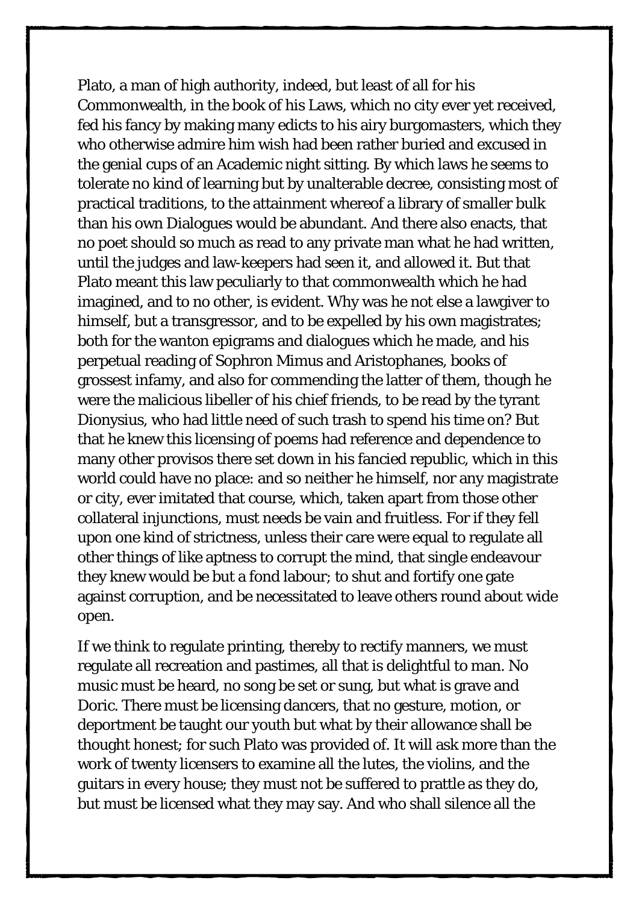Plato, a man of high authority, indeed, but least of all for his Commonwealth, in the book of his Laws, which no city ever yet received, fed his fancy by making many edicts to his airy burgomasters, which they who otherwise admire him wish had been rather buried and excused in the genial cups of an Academic night sitting. By which laws he seems to tolerate no kind of learning but by unalterable decree, consisting most of practical traditions, to the attainment whereof a library of smaller bulk than his own Dialogues would be abundant. And there also enacts, that no poet should so much as read to any private man what he had written, until the judges and law-keepers had seen it, and allowed it. But that Plato meant this law peculiarly to that commonwealth which he had imagined, and to no other, is evident. Why was he not else a lawgiver to himself, but a transgressor, and to be expelled by his own magistrates; both for the wanton epigrams and dialogues which he made, and his perpetual reading of Sophron Mimus and Aristophanes, books of grossest infamy, and also for commending the latter of them, though he were the malicious libeller of his chief friends, to be read by the tyrant Dionysius, who had little need of such trash to spend his time on? But that he knew this licensing of poems had reference and dependence to many other provisos there set down in his fancied republic, which in this world could have no place: and so neither he himself, nor any magistrate or city, ever imitated that course, which, taken apart from those other collateral injunctions, must needs be vain and fruitless. For if they fell upon one kind of strictness, unless their care were equal to regulate all other things of like aptness to corrupt the mind, that single endeavour they knew would be but a fond labour; to shut and fortify one gate against corruption, and be necessitated to leave others round about wide open.

If we think to regulate printing, thereby to rectify manners, we must regulate all recreation and pastimes, all that is delightful to man. No music must be heard, no song be set or sung, but what is grave and Doric. There must be licensing dancers, that no gesture, motion, or deportment be taught our youth but what by their allowance shall be thought honest; for such Plato was provided of. It will ask more than the work of twenty licensers to examine all the lutes, the violins, and the guitars in every house; they must not be suffered to prattle as they do, but must be licensed what they may say. And who shall silence all the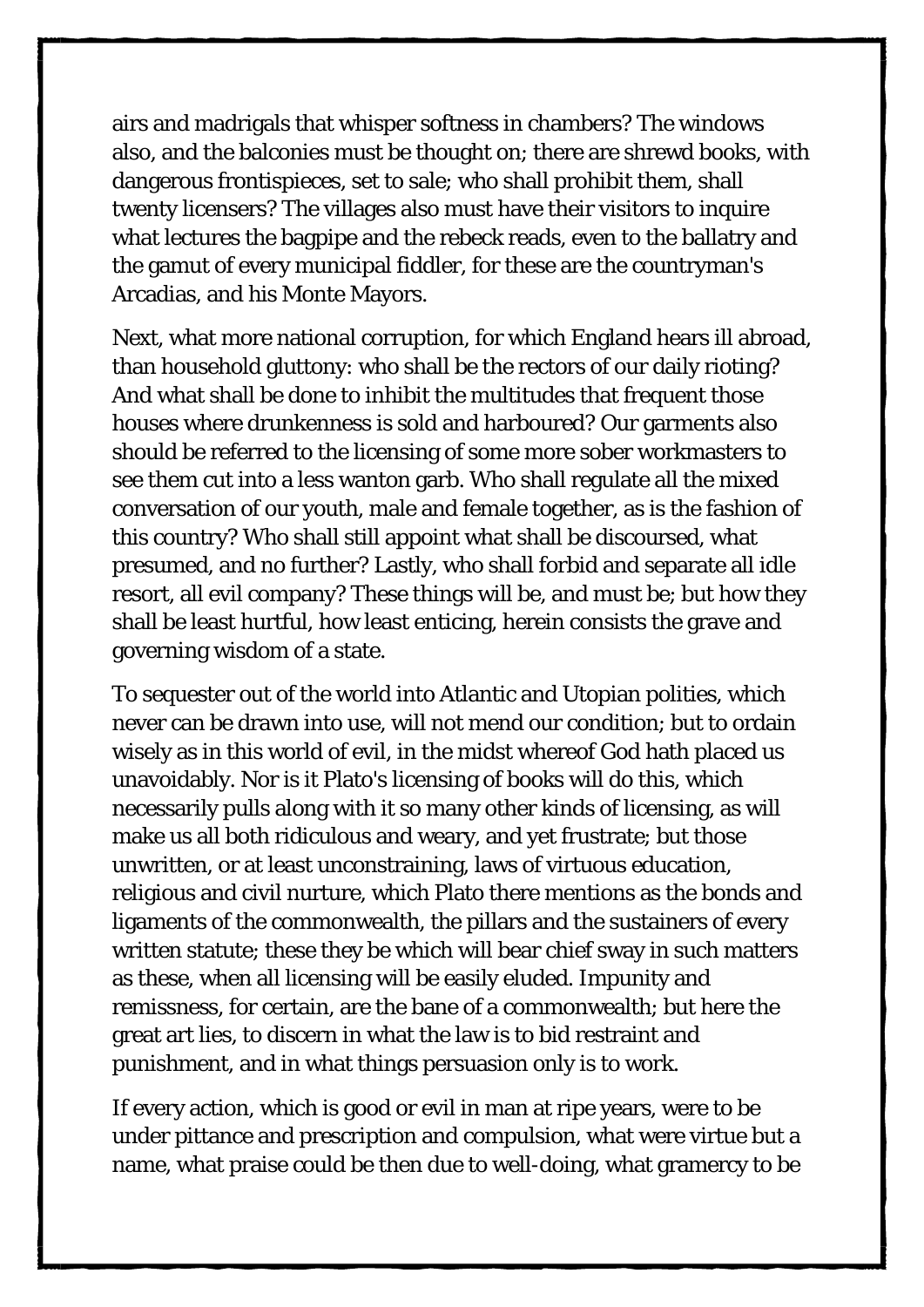airs and madrigals that whisper softness in chambers? The windows also, and the balconies must be thought on; there are shrewd books, with dangerous frontispieces, set to sale; who shall prohibit them, shall twenty licensers? The villages also must have their visitors to inquire what lectures the bagpipe and the rebeck reads, even to the ballatry and the gamut of every municipal fiddler, for these are the countryman's Arcadias, and his Monte Mayors.

Next, what more national corruption, for which England hears ill abroad, than household gluttony: who shall be the rectors of our daily rioting? And what shall be done to inhibit the multitudes that frequent those houses where drunkenness is sold and harboured? Our garments also should be referred to the licensing of some more sober workmasters to see them cut into a less wanton garb. Who shall regulate all the mixed conversation of our youth, male and female together, as is the fashion of this country? Who shall still appoint what shall be discoursed, what presumed, and no further? Lastly, who shall forbid and separate all idle resort, all evil company? These things will be, and must be; but how they shall be least hurtful, how least enticing, herein consists the grave and governing wisdom of a state.

To sequester out of the world into Atlantic and Utopian polities, which never can be drawn into use, will not mend our condition; but to ordain wisely as in this world of evil, in the midst whereof God hath placed us unavoidably. Nor is it Plato's licensing of books will do this, which necessarily pulls along with it so many other kinds of licensing, as will make us all both ridiculous and weary, and yet frustrate; but those unwritten, or at least unconstraining, laws of virtuous education, religious and civil nurture, which Plato there mentions as the bonds and ligaments of the commonwealth, the pillars and the sustainers of every written statute; these they be which will bear chief sway in such matters as these, when all licensing will be easily eluded. Impunity and remissness, for certain, are the bane of a commonwealth; but here the great art lies, to discern in what the law is to bid restraint and punishment, and in what things persuasion only is to work.

If every action, which is good or evil in man at ripe years, were to be under pittance and prescription and compulsion, what were virtue but a name, what praise could be then due to well-doing, what gramercy to be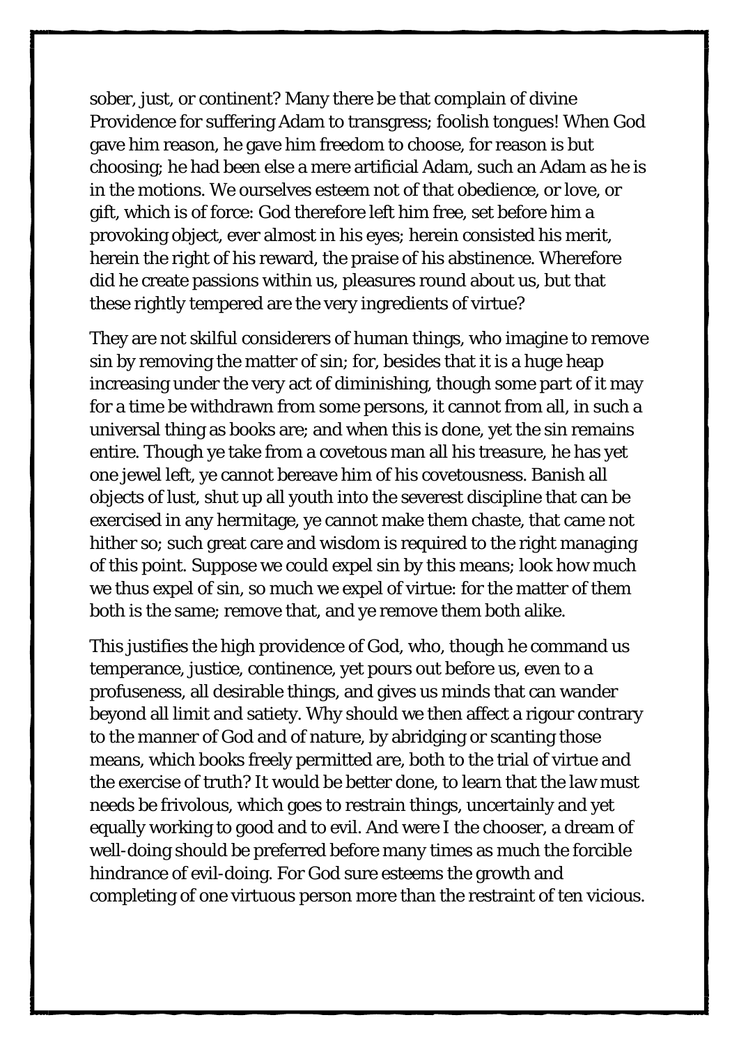sober, just, or continent? Many there be that complain of divine Providence for suffering Adam to transgress; foolish tongues! When God gave him reason, he gave him freedom to choose, for reason is but choosing; he had been else a mere artificial Adam, such an Adam as he is in the motions. We ourselves esteem not of that obedience, or love, or gift, which is of force: God therefore left him free, set before him a provoking object, ever almost in his eyes; herein consisted his merit, herein the right of his reward, the praise of his abstinence. Wherefore did he create passions within us, pleasures round about us, but that these rightly tempered are the very ingredients of virtue?

They are not skilful considerers of human things, who imagine to remove sin by removing the matter of sin; for, besides that it is a huge heap increasing under the very act of diminishing, though some part of it may for a time be withdrawn from some persons, it cannot from all, in such a universal thing as books are; and when this is done, yet the sin remains entire. Though ye take from a covetous man all his treasure, he has yet one jewel left, ye cannot bereave him of his covetousness. Banish all objects of lust, shut up all youth into the severest discipline that can be exercised in any hermitage, ye cannot make them chaste, that came not hither so; such great care and wisdom is required to the right managing of this point. Suppose we could expel sin by this means; look how much we thus expel of sin, so much we expel of virtue: for the matter of them both is the same; remove that, and ye remove them both alike.

This justifies the high providence of God, who, though he command us temperance, justice, continence, yet pours out before us, even to a profuseness, all desirable things, and gives us minds that can wander beyond all limit and satiety. Why should we then affect a rigour contrary to the manner of God and of nature, by abridging or scanting those means, which books freely permitted are, both to the trial of virtue and the exercise of truth? It would be better done, to learn that the law must needs be frivolous, which goes to restrain things, uncertainly and yet equally working to good and to evil. And were I the chooser, a dream of well-doing should be preferred before many times as much the forcible hindrance of evil-doing. For God sure esteems the growth and completing of one virtuous person more than the restraint of ten vicious.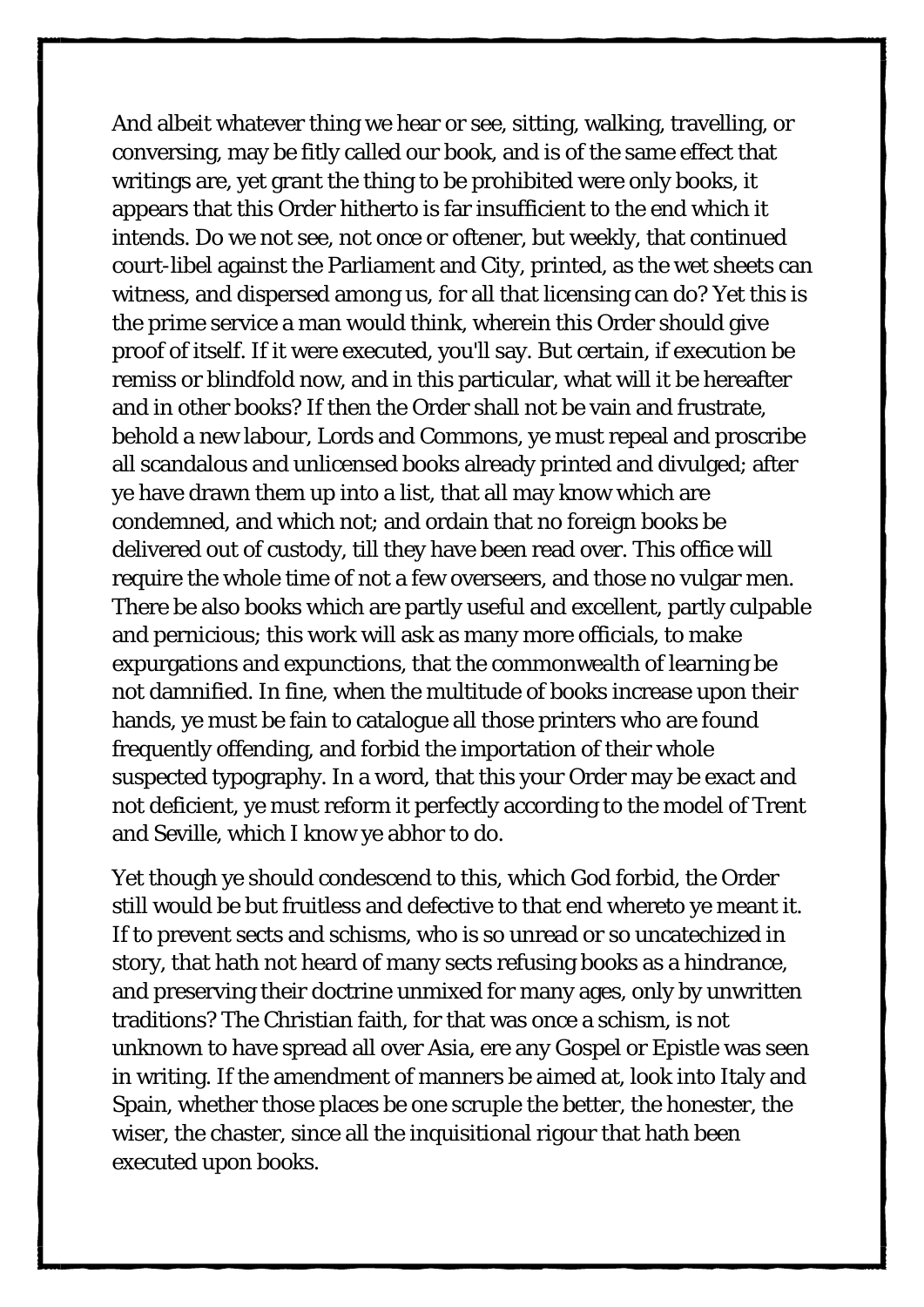And albeit whatever thing we hear or see, sitting, walking, travelling, or conversing, may be fitly called our book, and is of the same effect that writings are, yet grant the thing to be prohibited were only books, it appears that this Order hitherto is far insufficient to the end which it intends. Do we not see, not once or oftener, but weekly, that continued court-libel against the Parliament and City, printed, as the wet sheets can witness, and dispersed among us, for all that licensing can do? Yet this is the prime service a man would think, wherein this Order should give proof of itself. If it were executed, you'll say. But certain, if execution be remiss or blindfold now, and in this particular, what will it be hereafter and in other books? If then the Order shall not be vain and frustrate, behold a new labour, Lords and Commons, ye must repeal and proscribe all scandalous and unlicensed books already printed and divulged; after ye have drawn them up into a list, that all may know which are condemned, and which not; and ordain that no foreign books be delivered out of custody, till they have been read over. This office will require the whole time of not a few overseers, and those no vulgar men. There be also books which are partly useful and excellent, partly culpable and pernicious; this work will ask as many more officials, to make expurgations and expunctions, that the commonwealth of learning be not damnified. In fine, when the multitude of books increase upon their hands, ye must be fain to catalogue all those printers who are found frequently offending, and forbid the importation of their whole suspected typography. In a word, that this your Order may be exact and not deficient, ye must reform it perfectly according to the model of Trent and Seville, which I know ye abhor to do.

Yet though ye should condescend to this, which God forbid, the Order still would be but fruitless and defective to that end whereto ye meant it. If to prevent sects and schisms, who is so unread or so uncatechized in story, that hath not heard of many sects refusing books as a hindrance, and preserving their doctrine unmixed for many ages, only by unwritten traditions? The Christian faith, for that was once a schism, is not unknown to have spread all over Asia, ere any Gospel or Epistle was seen in writing. If the amendment of manners be aimed at, look into Italy and Spain, whether those places be one scruple the better, the honester, the wiser, the chaster, since all the inquisitional rigour that hath been executed upon books.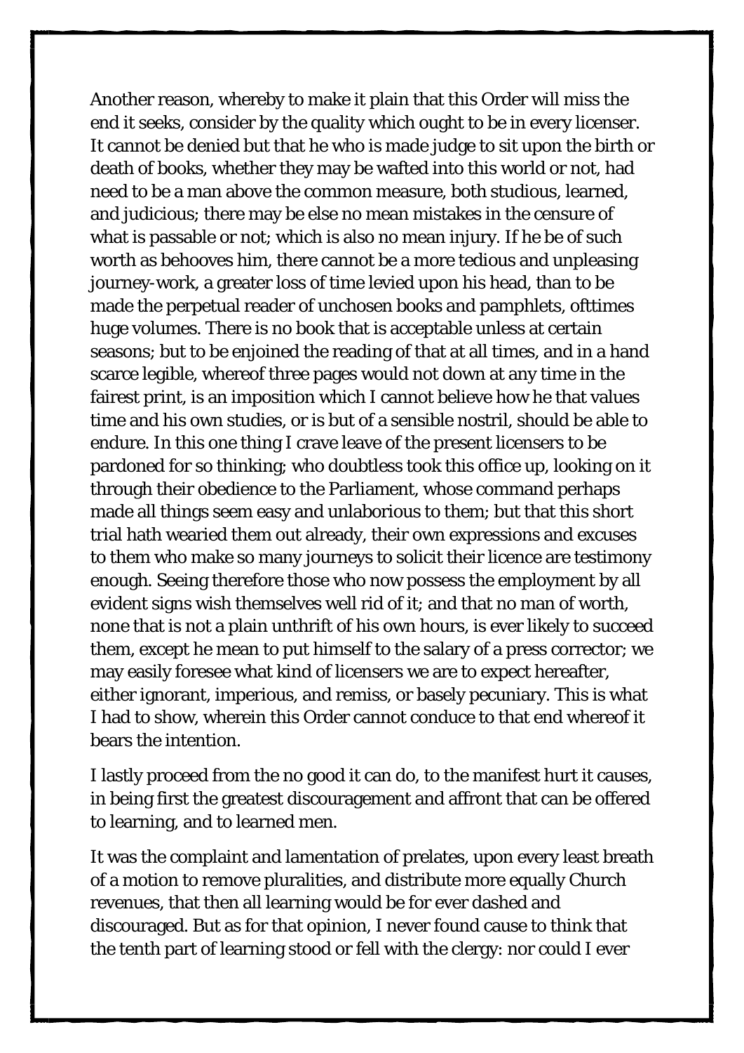Another reason, whereby to make it plain that this Order will miss the end it seeks, consider by the quality which ought to be in every licenser. It cannot be denied but that he who is made judge to sit upon the birth or death of books, whether they may be wafted into this world or not, had need to be a man above the common measure, both studious, learned, and judicious; there may be else no mean mistakes in the censure of what is passable or not; which is also no mean injury. If he be of such worth as behooves him, there cannot be a more tedious and unpleasing journey-work, a greater loss of time levied upon his head, than to be made the perpetual reader of unchosen books and pamphlets, ofttimes huge volumes. There is no book that is acceptable unless at certain seasons; but to be enjoined the reading of that at all times, and in a hand scarce legible, whereof three pages would not down at any time in the fairest print, is an imposition which I cannot believe how he that values time and his own studies, or is but of a sensible nostril, should be able to endure. In this one thing I crave leave of the present licensers to be pardoned for so thinking; who doubtless took this office up, looking on it through their obedience to the Parliament, whose command perhaps made all things seem easy and unlaborious to them; but that this short trial hath wearied them out already, their own expressions and excuses to them who make so many journeys to solicit their licence are testimony enough. Seeing therefore those who now possess the employment by all evident signs wish themselves well rid of it; and that no man of worth, none that is not a plain unthrift of his own hours, is ever likely to succeed them, except he mean to put himself to the salary of a press corrector; we may easily foresee what kind of licensers we are to expect hereafter, either ignorant, imperious, and remiss, or basely pecuniary. This is what I had to show, wherein this Order cannot conduce to that end whereof it bears the intention.

I lastly proceed from the no good it can do, to the manifest hurt it causes, in being first the greatest discouragement and affront that can be offered to learning, and to learned men.

It was the complaint and lamentation of prelates, upon every least breath of a motion to remove pluralities, and distribute more equally Church revenues, that then all learning would be for ever dashed and discouraged. But as for that opinion, I never found cause to think that the tenth part of learning stood or fell with the clergy: nor could I ever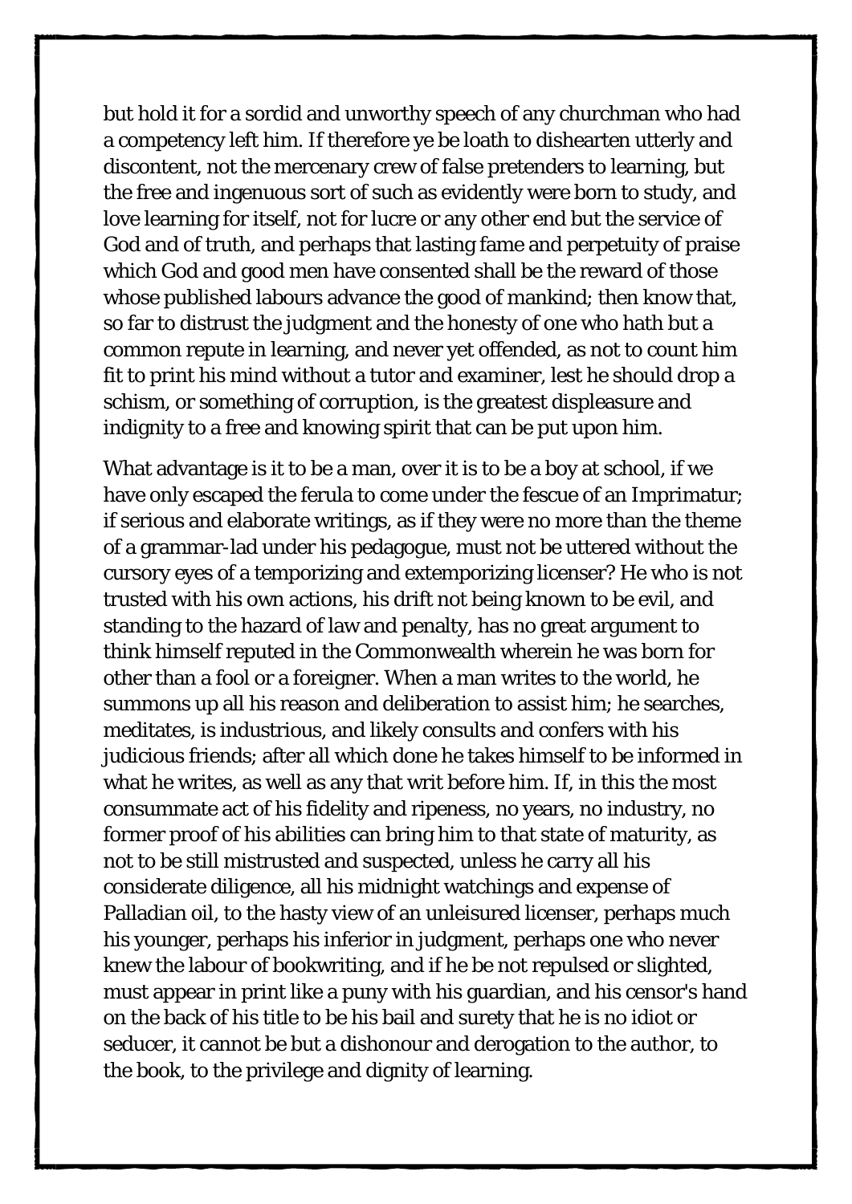but hold it for a sordid and unworthy speech of any churchman who had a competency left him. If therefore ye be loath to dishearten utterly and discontent, not the mercenary crew of false pretenders to learning, but the free and ingenuous sort of such as evidently were born to study, and love learning for itself, not for lucre or any other end but the service of God and of truth, and perhaps that lasting fame and perpetuity of praise which God and good men have consented shall be the reward of those whose published labours advance the good of mankind; then know that, so far to distrust the judgment and the honesty of one who hath but a common repute in learning, and never yet offended, as not to count him fit to print his mind without a tutor and examiner, lest he should drop a schism, or something of corruption, is the greatest displeasure and indignity to a free and knowing spirit that can be put upon him.

What advantage is it to be a man, over it is to be a boy at school, if we have only escaped the ferula to come under the fescue of an Imprimatur; if serious and elaborate writings, as if they were no more than the theme of a grammar-lad under his pedagogue, must not be uttered without the cursory eyes of a temporizing and extemporizing licenser? He who is not trusted with his own actions, his drift not being known to be evil, and standing to the hazard of law and penalty, has no great argument to think himself reputed in the Commonwealth wherein he was born for other than a fool or a foreigner. When a man writes to the world, he summons up all his reason and deliberation to assist him; he searches, meditates, is industrious, and likely consults and confers with his judicious friends; after all which done he takes himself to be informed in what he writes, as well as any that writ before him. If, in this the most consummate act of his fidelity and ripeness, no years, no industry, no former proof of his abilities can bring him to that state of maturity, as not to be still mistrusted and suspected, unless he carry all his considerate diligence, all his midnight watchings and expense of Palladian oil, to the hasty view of an unleisured licenser, perhaps much his younger, perhaps his inferior in judgment, perhaps one who never knew the labour of bookwriting, and if he be not repulsed or slighted, must appear in print like a puny with his guardian, and his censor's hand on the back of his title to be his bail and surety that he is no idiot or seducer, it cannot be but a dishonour and derogation to the author, to the book, to the privilege and dignity of learning.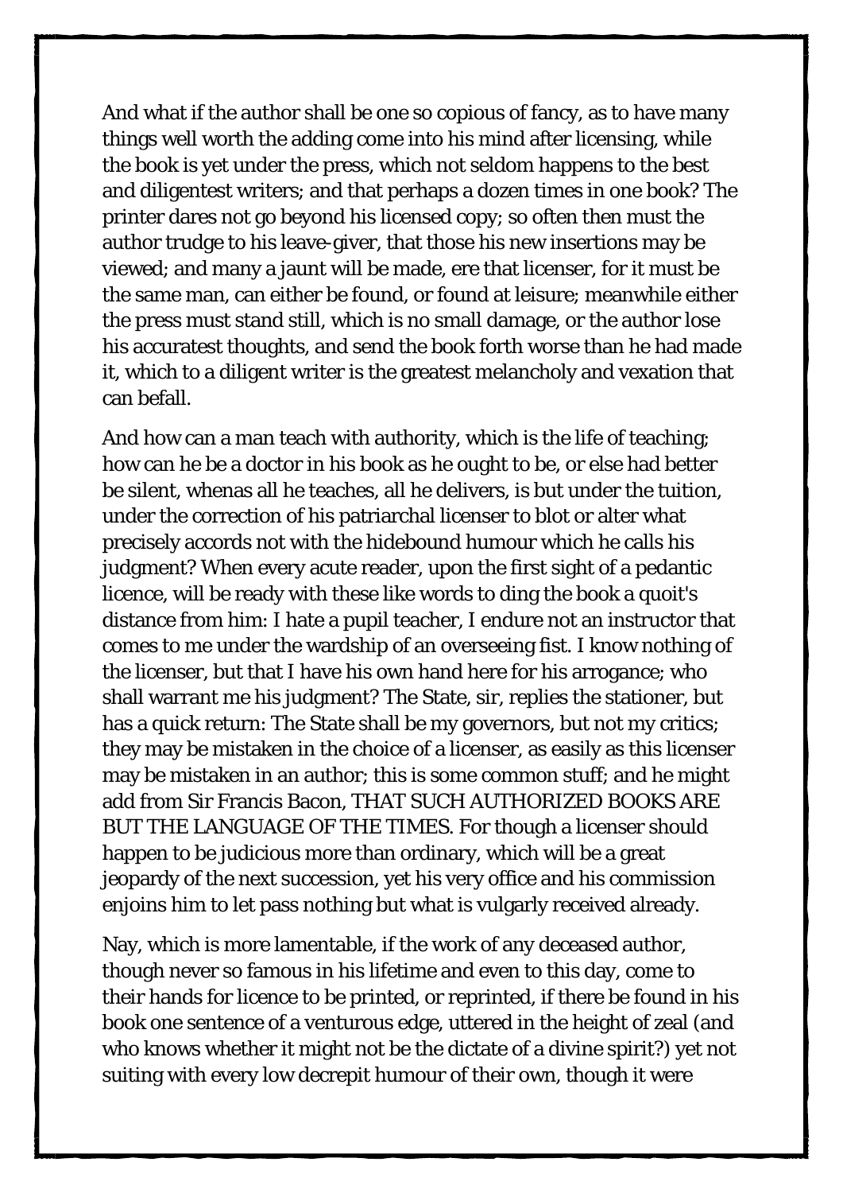And what if the author shall be one so copious of fancy, as to have many things well worth the adding come into his mind after licensing, while the book is yet under the press, which not seldom happens to the best and diligentest writers; and that perhaps a dozen times in one book? The printer dares not go beyond his licensed copy; so often then must the author trudge to his leave-giver, that those his new insertions may be viewed; and many a jaunt will be made, ere that licenser, for it must be the same man, can either be found, or found at leisure; meanwhile either the press must stand still, which is no small damage, or the author lose his accuratest thoughts, and send the book forth worse than he had made it, which to a diligent writer is the greatest melancholy and vexation that can befall.

And how can a man teach with authority, which is the life of teaching; how can he be a doctor in his book as he ought to be, or else had better be silent, whenas all he teaches, all he delivers, is but under the tuition, under the correction of his patriarchal licenser to blot or alter what precisely accords not with the hidebound humour which he calls his judgment? When every acute reader, upon the first sight of a pedantic licence, will be ready with these like words to ding the book a quoit's distance from him: I hate a pupil teacher, I endure not an instructor that comes to me under the wardship of an overseeing fist. I know nothing of the licenser, but that I have his own hand here for his arrogance; who shall warrant me his judgment? The State, sir, replies the stationer, but has a quick return: The State shall be my governors, but not my critics; they may be mistaken in the choice of a licenser, as easily as this licenser may be mistaken in an author; this is some common stuff; and he might add from Sir Francis Bacon, THAT SUCH AUTHORIZED BOOKS ARE BUT THE LANGUAGE OF THE TIMES. For though a licenser should happen to be judicious more than ordinary, which will be a great jeopardy of the next succession, yet his very office and his commission enjoins him to let pass nothing but what is vulgarly received already.

Nay, which is more lamentable, if the work of any deceased author, though never so famous in his lifetime and even to this day, come to their hands for licence to be printed, or reprinted, if there be found in his book one sentence of a venturous edge, uttered in the height of zeal (and who knows whether it might not be the dictate of a divine spirit?) yet not suiting with every low decrepit humour of their own, though it were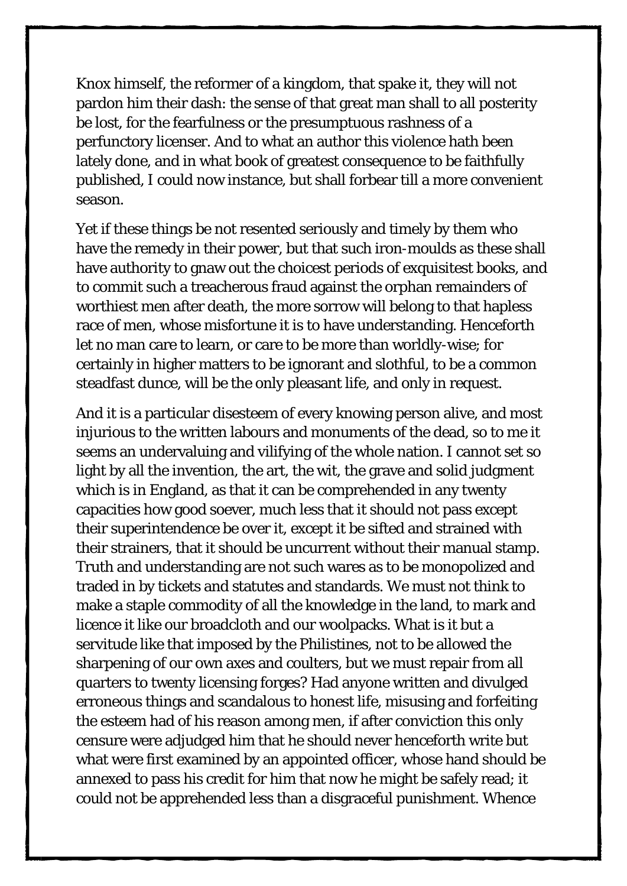Knox himself, the reformer of a kingdom, that spake it, they will not pardon him their dash: the sense of that great man shall to all posterity be lost, for the fearfulness or the presumptuous rashness of a perfunctory licenser. And to what an author this violence hath been lately done, and in what book of greatest consequence to be faithfully published, I could now instance, but shall forbear till a more convenient season.

Yet if these things be not resented seriously and timely by them who have the remedy in their power, but that such iron-moulds as these shall have authority to gnaw out the choicest periods of exquisitest books, and to commit such a treacherous fraud against the orphan remainders of worthiest men after death, the more sorrow will belong to that hapless race of men, whose misfortune it is to have understanding. Henceforth let no man care to learn, or care to be more than worldly-wise; for certainly in higher matters to be ignorant and slothful, to be a common steadfast dunce, will be the only pleasant life, and only in request.

And it is a particular disesteem of every knowing person alive, and most injurious to the written labours and monuments of the dead, so to me it seems an undervaluing and vilifying of the whole nation. I cannot set so light by all the invention, the art, the wit, the grave and solid judgment which is in England, as that it can be comprehended in any twenty capacities how good soever, much less that it should not pass except their superintendence be over it, except it be sifted and strained with their strainers, that it should be uncurrent without their manual stamp. Truth and understanding are not such wares as to be monopolized and traded in by tickets and statutes and standards. We must not think to make a staple commodity of all the knowledge in the land, to mark and licence it like our broadcloth and our woolpacks. What is it but a servitude like that imposed by the Philistines, not to be allowed the sharpening of our own axes and coulters, but we must repair from all quarters to twenty licensing forges? Had anyone written and divulged erroneous things and scandalous to honest life, misusing and forfeiting the esteem had of his reason among men, if after conviction this only censure were adjudged him that he should never henceforth write but what were first examined by an appointed officer, whose hand should be annexed to pass his credit for him that now he might be safely read; it could not be apprehended less than a disgraceful punishment. Whence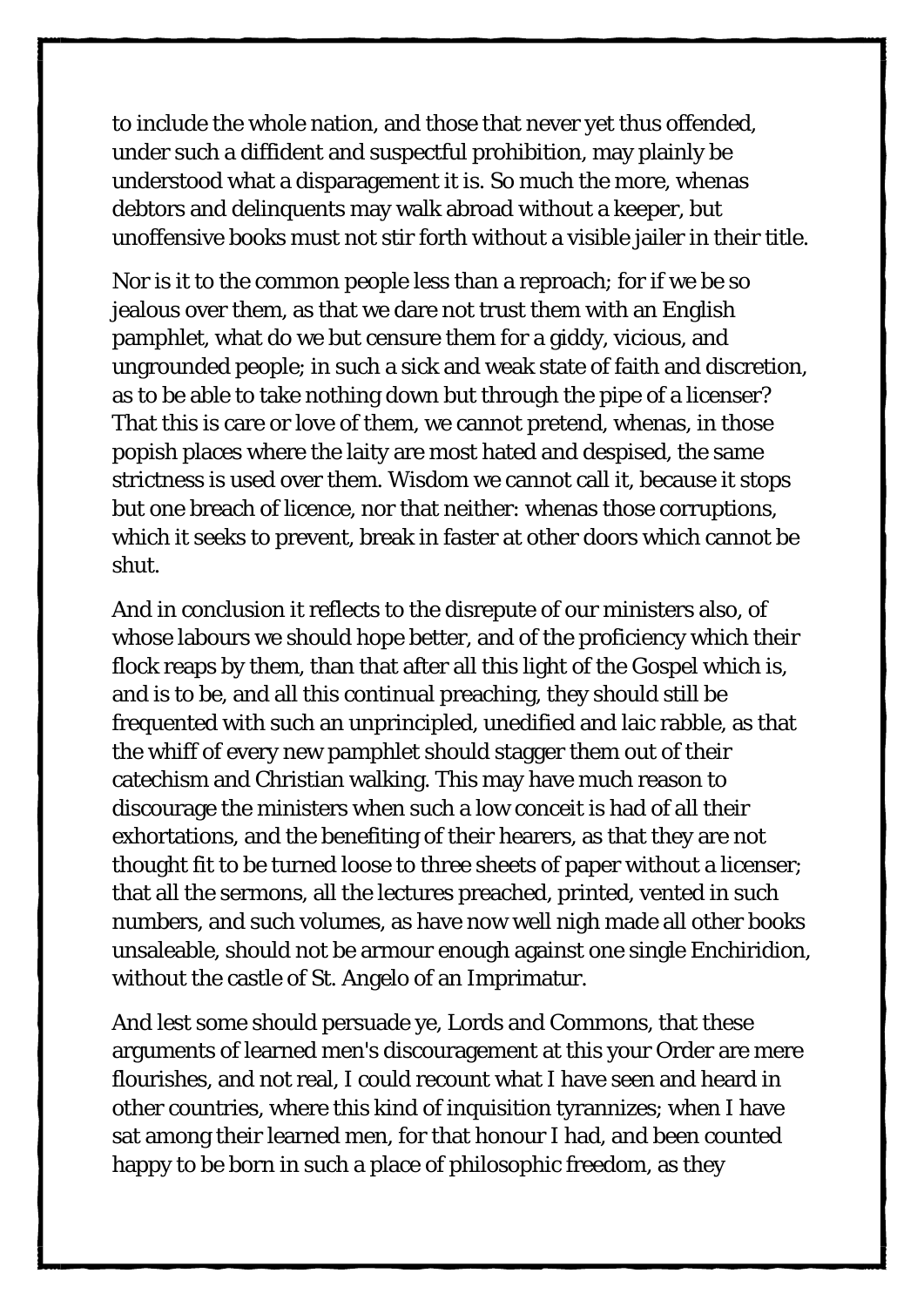to include the whole nation, and those that never yet thus offended, under such a diffident and suspectful prohibition, may plainly be understood what a disparagement it is. So much the more, whenas debtors and delinquents may walk abroad without a keeper, but unoffensive books must not stir forth without a visible jailer in their title.

Nor is it to the common people less than a reproach; for if we be so jealous over them, as that we dare not trust them with an English pamphlet, what do we but censure them for a giddy, vicious, and ungrounded people; in such a sick and weak state of faith and discretion, as to be able to take nothing down but through the pipe of a licenser? That this is care or love of them, we cannot pretend, whenas, in those popish places where the laity are most hated and despised, the same strictness is used over them. Wisdom we cannot call it, because it stops but one breach of licence, nor that neither: whenas those corruptions, which it seeks to prevent, break in faster at other doors which cannot be shut.

And in conclusion it reflects to the disrepute of our ministers also, of whose labours we should hope better, and of the proficiency which their flock reaps by them, than that after all this light of the Gospel which is, and is to be, and all this continual preaching, they should still be frequented with such an unprincipled, unedified and laic rabble, as that the whiff of every new pamphlet should stagger them out of their catechism and Christian walking. This may have much reason to discourage the ministers when such a low conceit is had of all their exhortations, and the benefiting of their hearers, as that they are not thought fit to be turned loose to three sheets of paper without a licenser; that all the sermons, all the lectures preached, printed, vented in such numbers, and such volumes, as have now well nigh made all other books unsaleable, should not be armour enough against one single Enchiridion, without the castle of St. Angelo of an Imprimatur.

And lest some should persuade ye, Lords and Commons, that these arguments of learned men's discouragement at this your Order are mere flourishes, and not real, I could recount what I have seen and heard in other countries, where this kind of inquisition tyrannizes; when I have sat among their learned men, for that honour I had, and been counted happy to be born in such a place of philosophic freedom, as they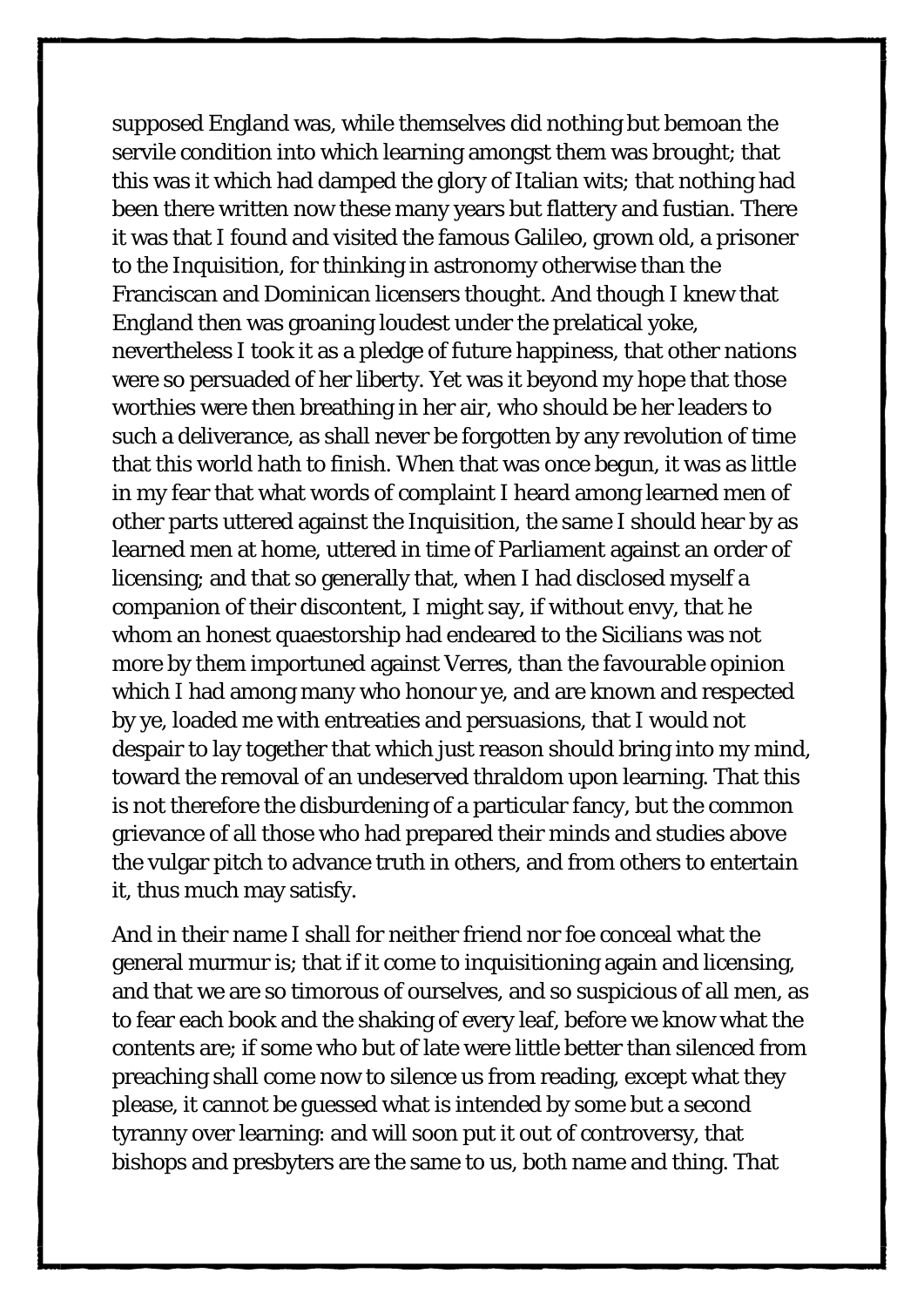supposed England was, while themselves did nothing but bemoan the servile condition into which learning amongst them was brought; that this was it which had damped the glory of Italian wits; that nothing had been there written now these many years but flattery and fustian. There it was that I found and visited the famous Galileo, grown old, a prisoner to the Inquisition, for thinking in astronomy otherwise than the Franciscan and Dominican licensers thought. And though I knew that England then was groaning loudest under the prelatical yoke, nevertheless I took it as a pledge of future happiness, that other nations were so persuaded of her liberty. Yet was it beyond my hope that those worthies were then breathing in her air, who should be her leaders to such a deliverance, as shall never be forgotten by any revolution of time that this world hath to finish. When that was once begun, it was as little in my fear that what words of complaint I heard among learned men of other parts uttered against the Inquisition, the same I should hear by as learned men at home, uttered in time of Parliament against an order of licensing; and that so generally that, when I had disclosed myself a companion of their discontent, I might say, if without envy, that he whom an honest quaestorship had endeared to the Sicilians was not more by them importuned against Verres, than the favourable opinion which I had among many who honour ye, and are known and respected by ye, loaded me with entreaties and persuasions, that I would not despair to lay together that which just reason should bring into my mind, toward the removal of an undeserved thraldom upon learning. That this is not therefore the disburdening of a particular fancy, but the common grievance of all those who had prepared their minds and studies above the vulgar pitch to advance truth in others, and from others to entertain it, thus much may satisfy.

And in their name I shall for neither friend nor foe conceal what the general murmur is; that if it come to inquisitioning again and licensing, and that we are so timorous of ourselves, and so suspicious of all men, as to fear each book and the shaking of every leaf, before we know what the contents are; if some who but of late were little better than silenced from preaching shall come now to silence us from reading, except what they please, it cannot be guessed what is intended by some but a second tyranny over learning: and will soon put it out of controversy, that bishops and presbyters are the same to us, both name and thing. That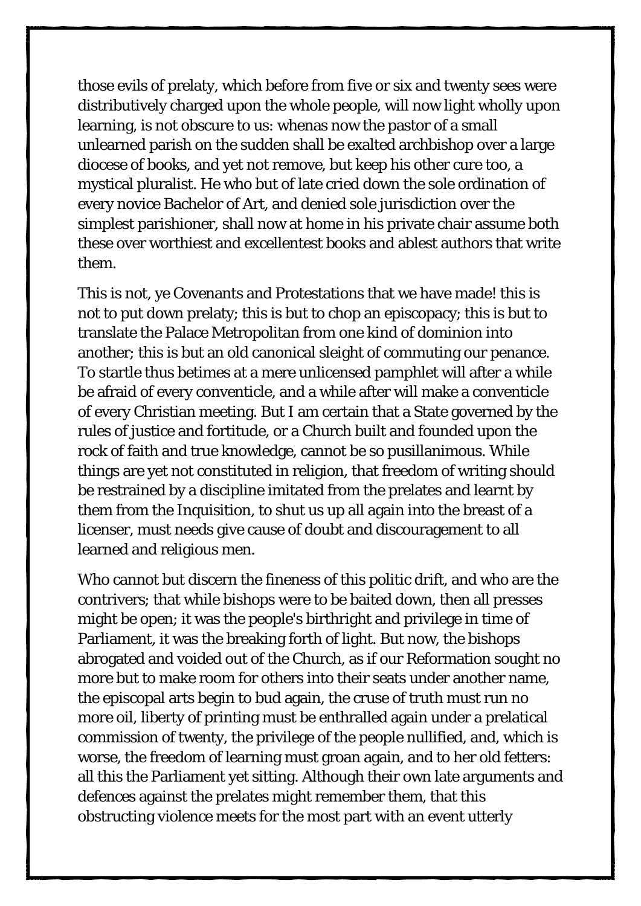those evils of prelaty, which before from five or six and twenty sees were distributively charged upon the whole people, will now light wholly upon learning, is not obscure to us: whenas now the pastor of a small unlearned parish on the sudden shall be exalted archbishop over a large diocese of books, and yet not remove, but keep his other cure too, a mystical pluralist. He who but of late cried down the sole ordination of every novice Bachelor of Art, and denied sole jurisdiction over the simplest parishioner, shall now at home in his private chair assume both these over worthiest and excellentest books and ablest authors that write them.

This is not, ye Covenants and Protestations that we have made! this is not to put down prelaty; this is but to chop an episcopacy; this is but to translate the Palace Metropolitan from one kind of dominion into another; this is but an old canonical sleight of commuting our penance. To startle thus betimes at a mere unlicensed pamphlet will after a while be afraid of every conventicle, and a while after will make a conventicle of every Christian meeting. But I am certain that a State governed by the rules of justice and fortitude, or a Church built and founded upon the rock of faith and true knowledge, cannot be so pusillanimous. While things are yet not constituted in religion, that freedom of writing should be restrained by a discipline imitated from the prelates and learnt by them from the Inquisition, to shut us up all again into the breast of a licenser, must needs give cause of doubt and discouragement to all learned and religious men.

Who cannot but discern the fineness of this politic drift, and who are the contrivers; that while bishops were to be baited down, then all presses might be open; it was the people's birthright and privilege in time of Parliament, it was the breaking forth of light. But now, the bishops abrogated and voided out of the Church, as if our Reformation sought no more but to make room for others into their seats under another name, the episcopal arts begin to bud again, the cruse of truth must run no more oil, liberty of printing must be enthralled again under a prelatical commission of twenty, the privilege of the people nullified, and, which is worse, the freedom of learning must groan again, and to her old fetters: all this the Parliament yet sitting. Although their own late arguments and defences against the prelates might remember them, that this obstructing violence meets for the most part with an event utterly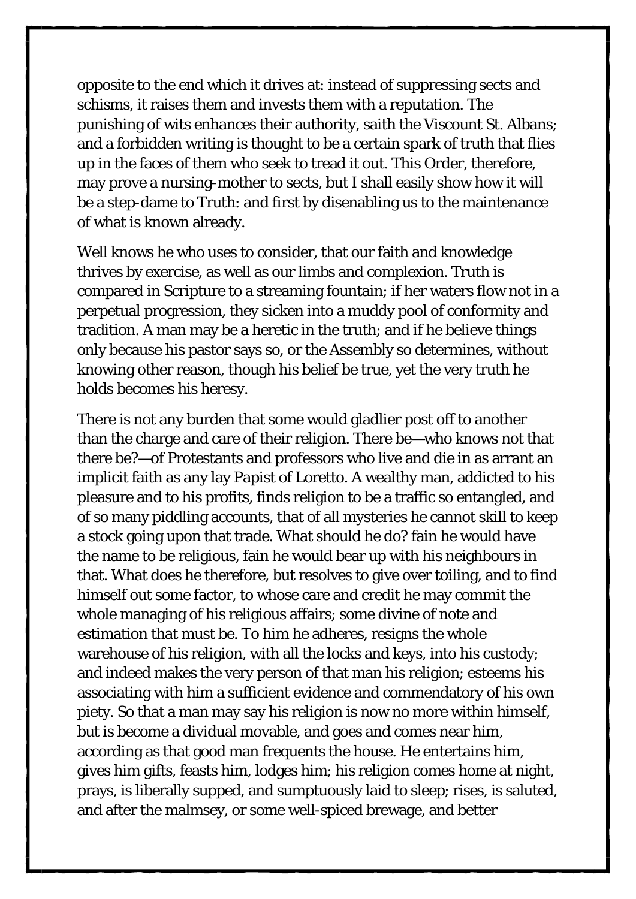opposite to the end which it drives at: instead of suppressing sects and schisms, it raises them and invests them with a reputation. The punishing of wits enhances their authority, saith the Viscount St. Albans; and a forbidden writing is thought to be a certain spark of truth that flies up in the faces of them who seek to tread it out. This Order, therefore, may prove a nursing-mother to sects, but I shall easily show how it will be a step-dame to Truth: and first by disenabling us to the maintenance of what is known already.

Well knows he who uses to consider, that our faith and knowledge thrives by exercise, as well as our limbs and complexion. Truth is compared in Scripture to a streaming fountain; if her waters flow not in a perpetual progression, they sicken into a muddy pool of conformity and tradition. A man may be a heretic in the truth; and if he believe things only because his pastor says so, or the Assembly so determines, without knowing other reason, though his belief be true, yet the very truth he holds becomes his heresy.

There is not any burden that some would gladlier post off to another than the charge and care of their religion. There be—who knows not that there be?—of Protestants and professors who live and die in as arrant an implicit faith as any lay Papist of Loretto. A wealthy man, addicted to his pleasure and to his profits, finds religion to be a traffic so entangled, and of so many piddling accounts, that of all mysteries he cannot skill to keep a stock going upon that trade. What should he do? fain he would have the name to be religious, fain he would bear up with his neighbours in that. What does he therefore, but resolves to give over toiling, and to find himself out some factor, to whose care and credit he may commit the whole managing of his religious affairs; some divine of note and estimation that must be. To him he adheres, resigns the whole warehouse of his religion, with all the locks and keys, into his custody; and indeed makes the very person of that man his religion; esteems his associating with him a sufficient evidence and commendatory of his own piety. So that a man may say his religion is now no more within himself, but is become a dividual movable, and goes and comes near him, according as that good man frequents the house. He entertains him, gives him gifts, feasts him, lodges him; his religion comes home at night, prays, is liberally supped, and sumptuously laid to sleep; rises, is saluted, and after the malmsey, or some well-spiced brewage, and better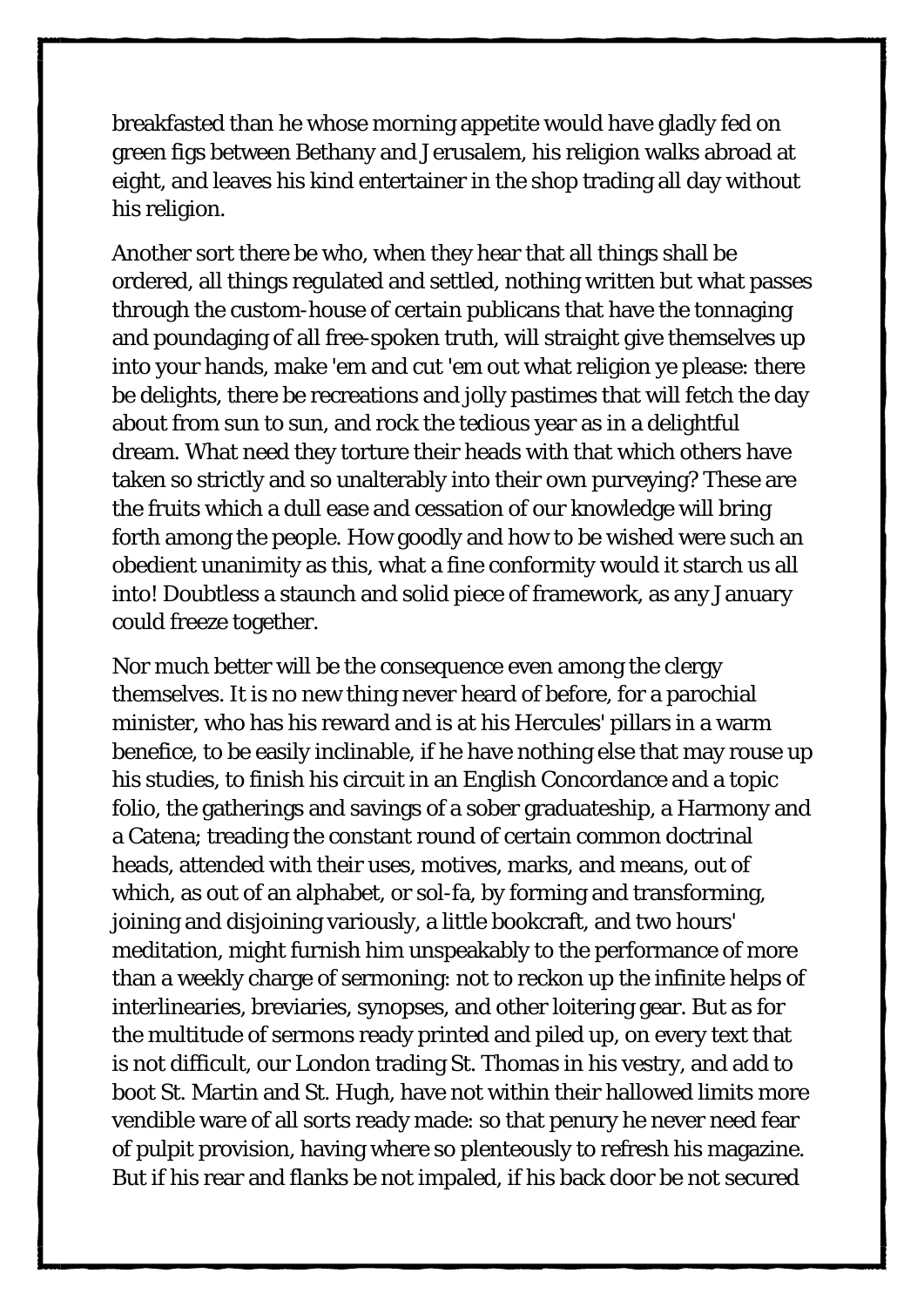breakfasted than he whose morning appetite would have gladly fed on green figs between Bethany and Jerusalem, his religion walks abroad at eight, and leaves his kind entertainer in the shop trading all day without his religion.

Another sort there be who, when they hear that all things shall be ordered, all things regulated and settled, nothing written but what passes through the custom-house of certain publicans that have the tonnaging and poundaging of all free-spoken truth, will straight give themselves up into your hands, make 'em and cut 'em out what religion ye please: there be delights, there be recreations and jolly pastimes that will fetch the day about from sun to sun, and rock the tedious year as in a delightful dream. What need they torture their heads with that which others have taken so strictly and so unalterably into their own purveying? These are the fruits which a dull ease and cessation of our knowledge will bring forth among the people. How goodly and how to be wished were such an obedient unanimity as this, what a fine conformity would it starch us all into! Doubtless a staunch and solid piece of framework, as any January could freeze together.

Nor much better will be the consequence even among the clergy themselves. It is no new thing never heard of before, for a parochial minister, who has his reward and is at his Hercules' pillars in a warm benefice, to be easily inclinable, if he have nothing else that may rouse up his studies, to finish his circuit in an English Concordance and a topic folio, the gatherings and savings of a sober graduateship, a Harmony and a Catena; treading the constant round of certain common doctrinal heads, attended with their uses, motives, marks, and means, out of which, as out of an alphabet, or sol-fa, by forming and transforming, joining and disjoining variously, a little bookcraft, and two hours' meditation, might furnish him unspeakably to the performance of more than a weekly charge of sermoning: not to reckon up the infinite helps of interlinearies, breviaries, synopses, and other loitering gear. But as for the multitude of sermons ready printed and piled up, on every text that is not difficult, our London trading St. Thomas in his vestry, and add to boot St. Martin and St. Hugh, have not within their hallowed limits more vendible ware of all sorts ready made: so that penury he never need fear of pulpit provision, having where so plenteously to refresh his magazine. But if his rear and flanks be not impaled, if his back door be not secured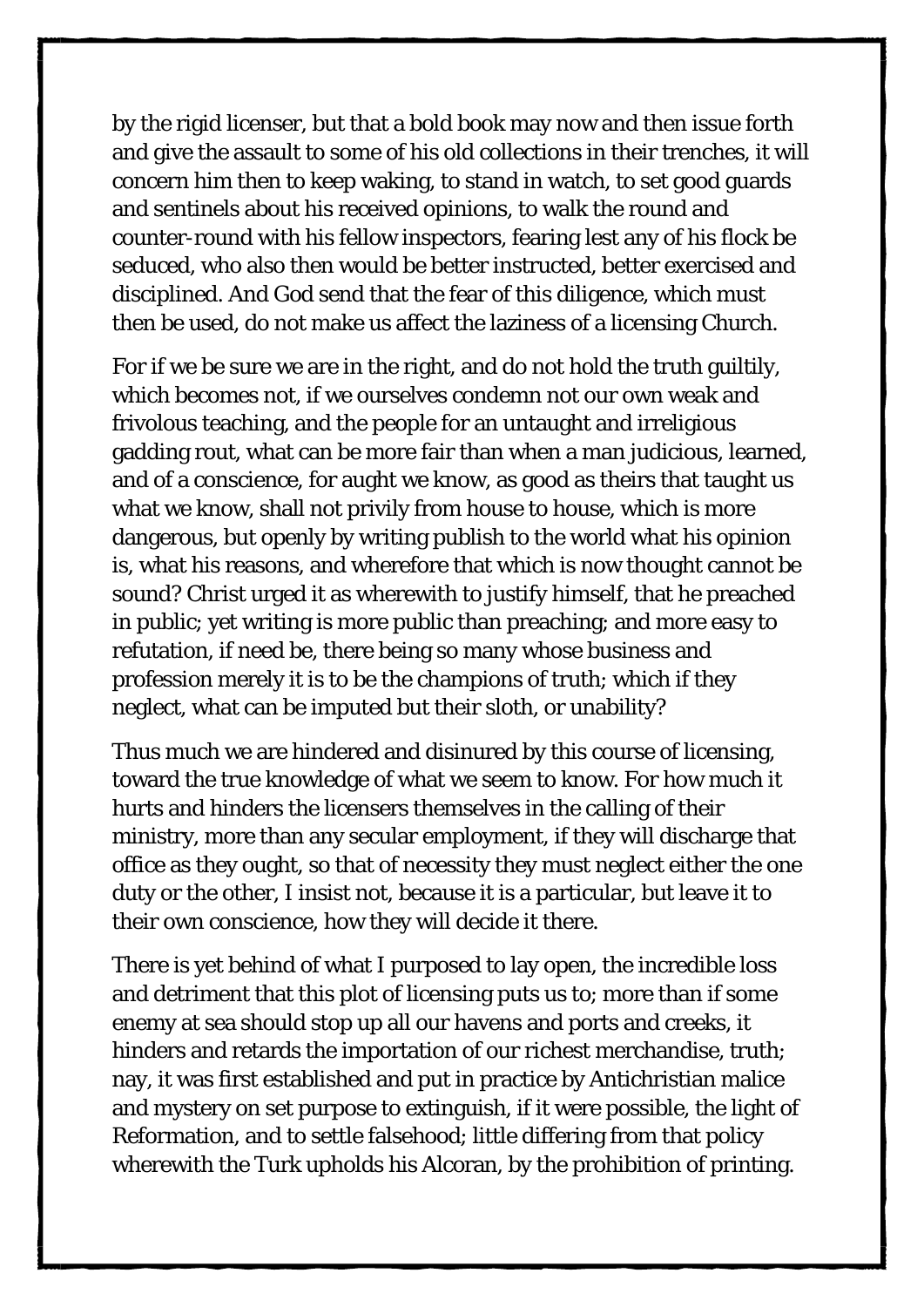by the rigid licenser, but that a bold book may now and then issue forth and give the assault to some of his old collections in their trenches, it will concern him then to keep waking, to stand in watch, to set good guards and sentinels about his received opinions, to walk the round and counter-round with his fellow inspectors, fearing lest any of his flock be seduced, who also then would be better instructed, better exercised and disciplined. And God send that the fear of this diligence, which must then be used, do not make us affect the laziness of a licensing Church.

For if we be sure we are in the right, and do not hold the truth guiltily, which becomes not, if we ourselves condemn not our own weak and frivolous teaching, and the people for an untaught and irreligious gadding rout, what can be more fair than when a man judicious, learned, and of a conscience, for aught we know, as good as theirs that taught us what we know, shall not privily from house to house, which is more dangerous, but openly by writing publish to the world what his opinion is, what his reasons, and wherefore that which is now thought cannot be sound? Christ urged it as wherewith to justify himself, that he preached in public; yet writing is more public than preaching; and more easy to refutation, if need be, there being so many whose business and profession merely it is to be the champions of truth; which if they neglect, what can be imputed but their sloth, or unability?

Thus much we are hindered and disinured by this course of licensing, toward the true knowledge of what we seem to know. For how much it hurts and hinders the licensers themselves in the calling of their ministry, more than any secular employment, if they will discharge that office as they ought, so that of necessity they must neglect either the one duty or the other, I insist not, because it is a particular, but leave it to their own conscience, how they will decide it there.

There is yet behind of what I purposed to lay open, the incredible loss and detriment that this plot of licensing puts us to; more than if some enemy at sea should stop up all our havens and ports and creeks, it hinders and retards the importation of our richest merchandise, truth; nay, it was first established and put in practice by Antichristian malice and mystery on set purpose to extinguish, if it were possible, the light of Reformation, and to settle falsehood; little differing from that policy wherewith the Turk upholds his Alcoran, by the prohibition of printing.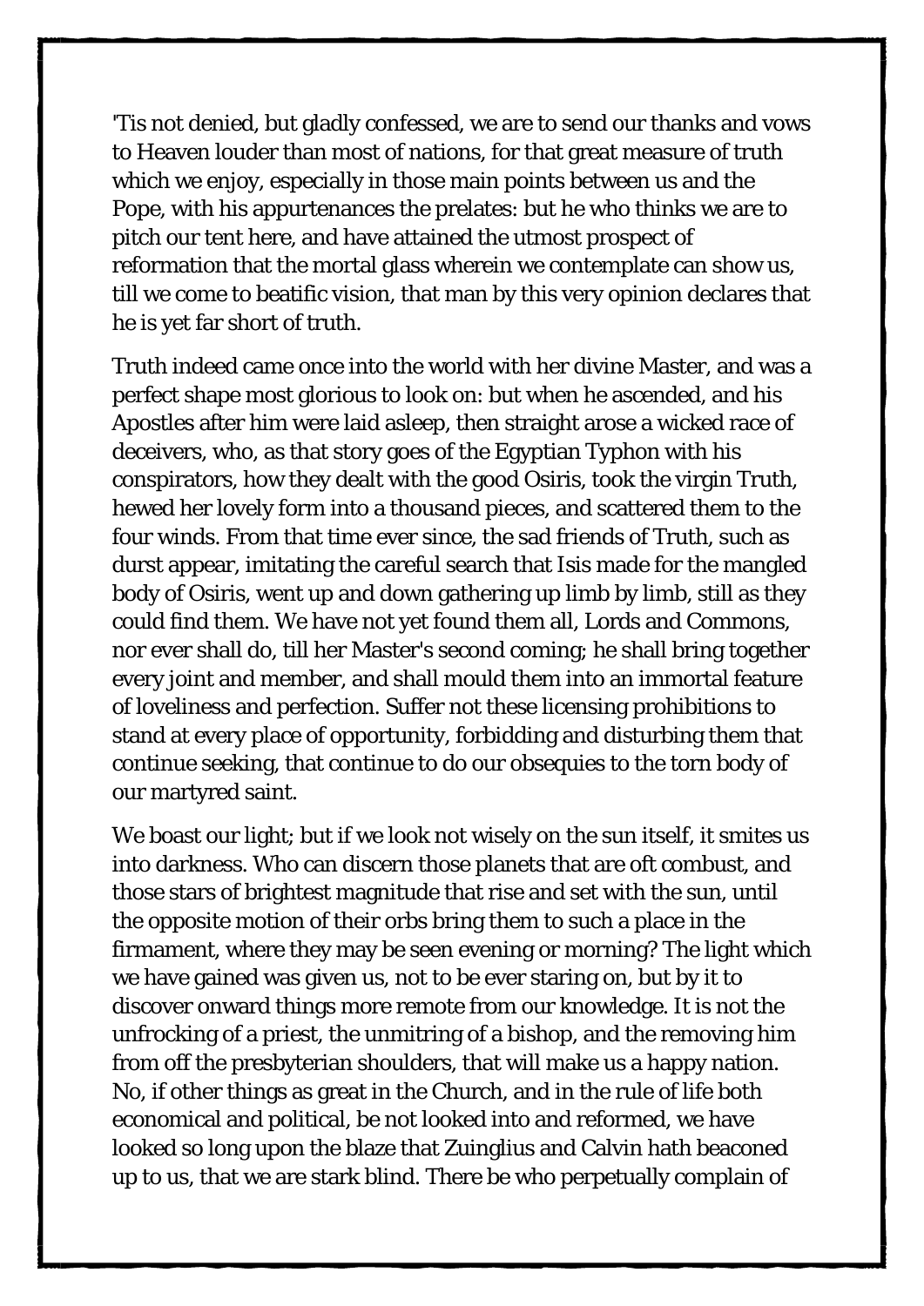'Tis not denied, but gladly confessed, we are to send our thanks and vows to Heaven louder than most of nations, for that great measure of truth which we enjoy, especially in those main points between us and the Pope, with his appurtenances the prelates: but he who thinks we are to pitch our tent here, and have attained the utmost prospect of reformation that the mortal glass wherein we contemplate can show us, till we come to beatific vision, that man by this very opinion declares that he is yet far short of truth.

Truth indeed came once into the world with her divine Master, and was a perfect shape most glorious to look on: but when he ascended, and his Apostles after him were laid asleep, then straight arose a wicked race of deceivers, who, as that story goes of the Egyptian Typhon with his conspirators, how they dealt with the good Osiris, took the virgin Truth, hewed her lovely form into a thousand pieces, and scattered them to the four winds. From that time ever since, the sad friends of Truth, such as durst appear, imitating the careful search that Isis made for the mangled body of Osiris, went up and down gathering up limb by limb, still as they could find them. We have not yet found them all, Lords and Commons, nor ever shall do, till her Master's second coming; he shall bring together every joint and member, and shall mould them into an immortal feature of loveliness and perfection. Suffer not these licensing prohibitions to stand at every place of opportunity, forbidding and disturbing them that continue seeking, that continue to do our obsequies to the torn body of our martyred saint.

We boast our light; but if we look not wisely on the sun itself, it smites us into darkness. Who can discern those planets that are oft combust, and those stars of brightest magnitude that rise and set with the sun, until the opposite motion of their orbs bring them to such a place in the firmament, where they may be seen evening or morning? The light which we have gained was given us, not to be ever staring on, but by it to discover onward things more remote from our knowledge. It is not the unfrocking of a priest, the unmitring of a bishop, and the removing him from off the presbyterian shoulders, that will make us a happy nation. No, if other things as great in the Church, and in the rule of life both economical and political, be not looked into and reformed, we have looked so long upon the blaze that Zuinglius and Calvin hath beaconed up to us, that we are stark blind. There be who perpetually complain of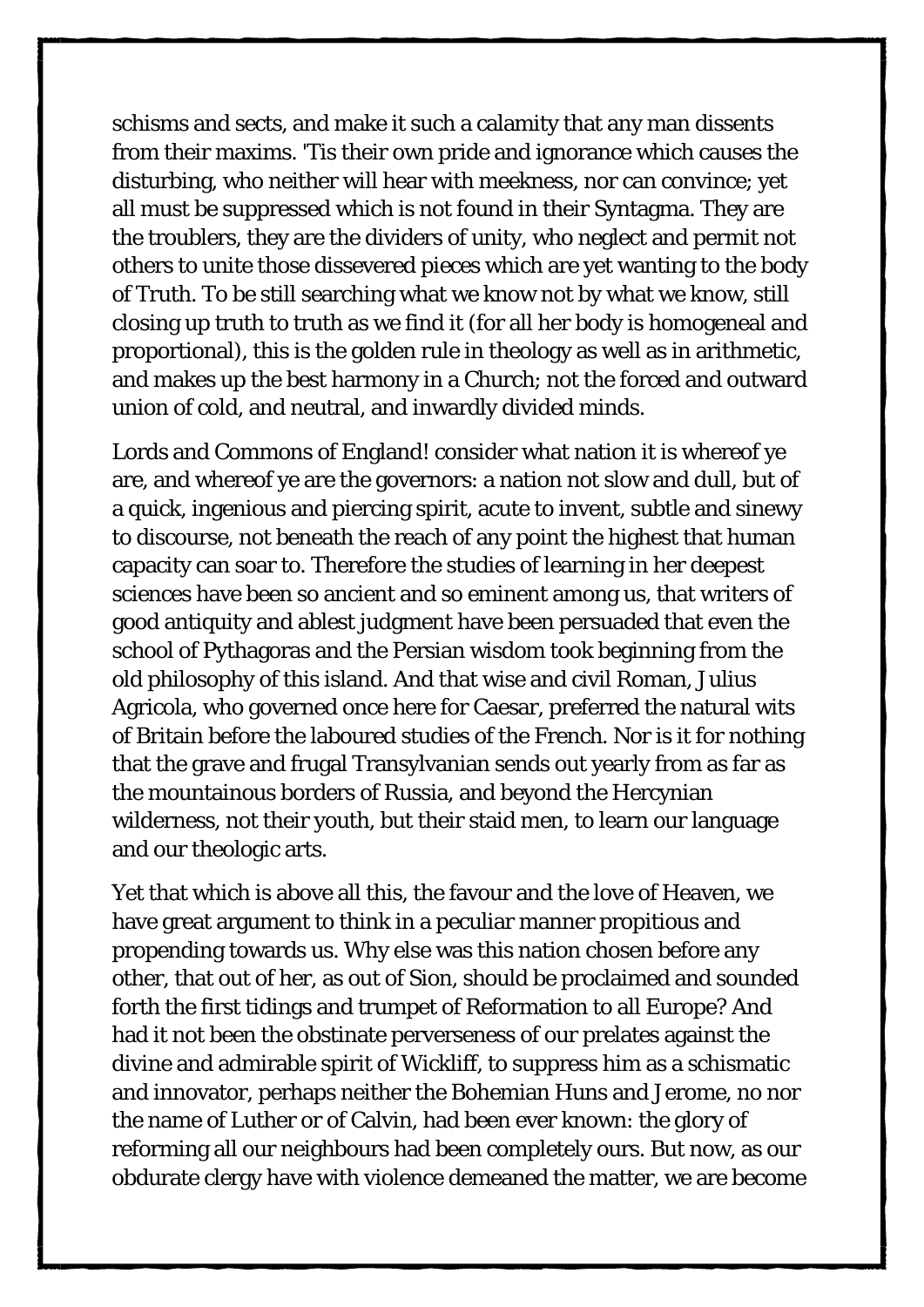schisms and sects, and make it such a calamity that any man dissents from their maxims. 'Tis their own pride and ignorance which causes the disturbing, who neither will hear with meekness, nor can convince; yet all must be suppressed which is not found in their Syntagma. They are the troublers, they are the dividers of unity, who neglect and permit not others to unite those dissevered pieces which are yet wanting to the body of Truth. To be still searching what we know not by what we know, still closing up truth to truth as we find it (for all her body is homogeneal and proportional), this is the golden rule in theology as well as in arithmetic, and makes up the best harmony in a Church; not the forced and outward union of cold, and neutral, and inwardly divided minds.

Lords and Commons of England! consider what nation it is whereof ye are, and whereof ye are the governors: a nation not slow and dull, but of a quick, ingenious and piercing spirit, acute to invent, subtle and sinewy to discourse, not beneath the reach of any point the highest that human capacity can soar to. Therefore the studies of learning in her deepest sciences have been so ancient and so eminent among us, that writers of good antiquity and ablest judgment have been persuaded that even the school of Pythagoras and the Persian wisdom took beginning from the old philosophy of this island. And that wise and civil Roman, Julius Agricola, who governed once here for Caesar, preferred the natural wits of Britain before the laboured studies of the French. Nor is it for nothing that the grave and frugal Transylvanian sends out yearly from as far as the mountainous borders of Russia, and beyond the Hercynian wilderness, not their youth, but their staid men, to learn our language and our theologic arts.

Yet that which is above all this, the favour and the love of Heaven, we have great argument to think in a peculiar manner propitious and propending towards us. Why else was this nation chosen before any other, that out of her, as out of Sion, should be proclaimed and sounded forth the first tidings and trumpet of Reformation to all Europe? And had it not been the obstinate perverseness of our prelates against the divine and admirable spirit of Wickliff, to suppress him as a schismatic and innovator, perhaps neither the Bohemian Huns and Jerome, no nor the name of Luther or of Calvin, had been ever known: the glory of reforming all our neighbours had been completely ours. But now, as our obdurate clergy have with violence demeaned the matter, we are become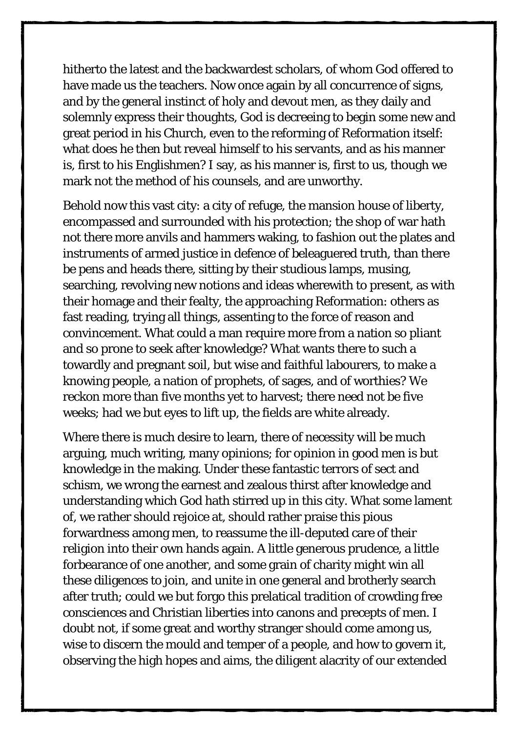hitherto the latest and the backwardest scholars, of whom God offered to have made us the teachers. Now once again by all concurrence of signs, and by the general instinct of holy and devout men, as they daily and solemnly express their thoughts, God is decreeing to begin some new and great period in his Church, even to the reforming of Reformation itself: what does he then but reveal himself to his servants, and as his manner is, first to his Englishmen? I say, as his manner is, first to us, though we mark not the method of his counsels, and are unworthy.

Behold now this vast city: a city of refuge, the mansion house of liberty, encompassed and surrounded with his protection; the shop of war hath not there more anvils and hammers waking, to fashion out the plates and instruments of armed justice in defence of beleaguered truth, than there be pens and heads there, sitting by their studious lamps, musing, searching, revolving new notions and ideas wherewith to present, as with their homage and their fealty, the approaching Reformation: others as fast reading, trying all things, assenting to the force of reason and convincement. What could a man require more from a nation so pliant and so prone to seek after knowledge? What wants there to such a towardly and pregnant soil, but wise and faithful labourers, to make a knowing people, a nation of prophets, of sages, and of worthies? We reckon more than five months yet to harvest; there need not be five weeks; had we but eyes to lift up, the fields are white already.

Where there is much desire to learn, there of necessity will be much arguing, much writing, many opinions; for opinion in good men is but knowledge in the making. Under these fantastic terrors of sect and schism, we wrong the earnest and zealous thirst after knowledge and understanding which God hath stirred up in this city. What some lament of, we rather should rejoice at, should rather praise this pious forwardness among men, to reassume the ill-deputed care of their religion into their own hands again. A little generous prudence, a little forbearance of one another, and some grain of charity might win all these diligences to join, and unite in one general and brotherly search after truth; could we but forgo this prelatical tradition of crowding free consciences and Christian liberties into canons and precepts of men. I doubt not, if some great and worthy stranger should come among us, wise to discern the mould and temper of a people, and how to govern it, observing the high hopes and aims, the diligent alacrity of our extended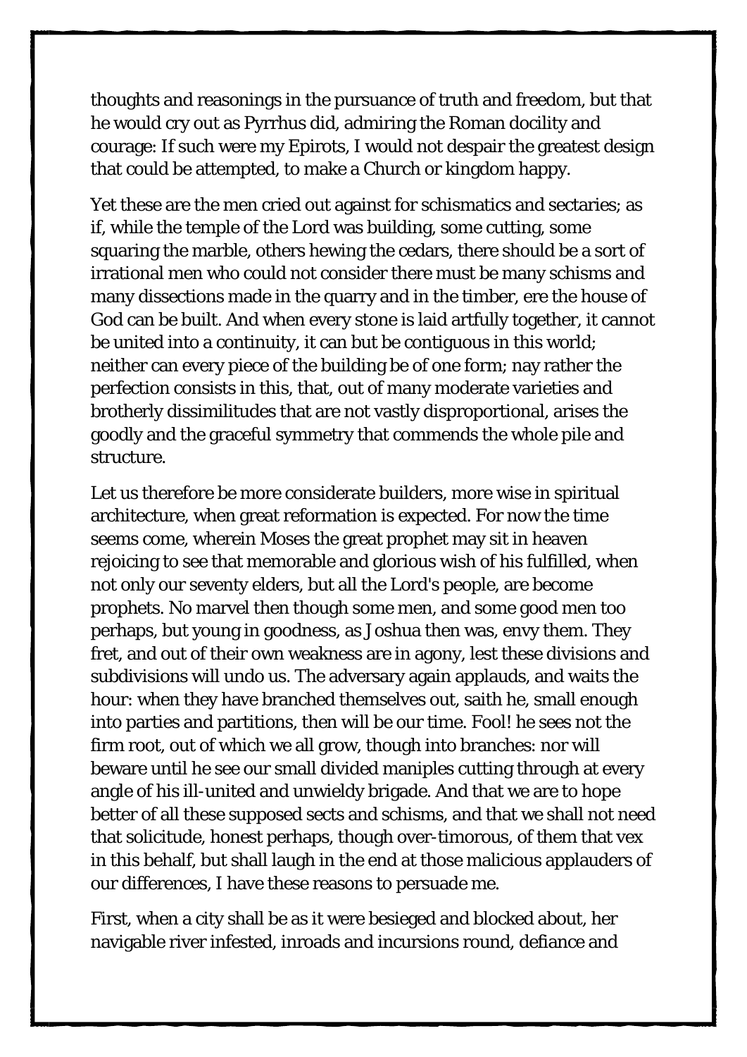thoughts and reasonings in the pursuance of truth and freedom, but that he would cry out as Pyrrhus did, admiring the Roman docility and courage: If such were my Epirots, I would not despair the greatest design that could be attempted, to make a Church or kingdom happy.

Yet these are the men cried out against for schismatics and sectaries; as if, while the temple of the Lord was building, some cutting, some squaring the marble, others hewing the cedars, there should be a sort of irrational men who could not consider there must be many schisms and many dissections made in the quarry and in the timber, ere the house of God can be built. And when every stone is laid artfully together, it cannot be united into a continuity, it can but be contiguous in this world; neither can every piece of the building be of one form; nay rather the perfection consists in this, that, out of many moderate varieties and brotherly dissimilitudes that are not vastly disproportional, arises the goodly and the graceful symmetry that commends the whole pile and structure.

Let us therefore be more considerate builders, more wise in spiritual architecture, when great reformation is expected. For now the time seems come, wherein Moses the great prophet may sit in heaven rejoicing to see that memorable and glorious wish of his fulfilled, when not only our seventy elders, but all the Lord's people, are become prophets. No marvel then though some men, and some good men too perhaps, but young in goodness, as Joshua then was, envy them. They fret, and out of their own weakness are in agony, lest these divisions and subdivisions will undo us. The adversary again applauds, and waits the hour: when they have branched themselves out, saith he, small enough into parties and partitions, then will be our time. Fool! he sees not the firm root, out of which we all grow, though into branches: nor will beware until he see our small divided maniples cutting through at every angle of his ill-united and unwieldy brigade. And that we are to hope better of all these supposed sects and schisms, and that we shall not need that solicitude, honest perhaps, though over-timorous, of them that vex in this behalf, but shall laugh in the end at those malicious applauders of our differences, I have these reasons to persuade me.

First, when a city shall be as it were besieged and blocked about, her navigable river infested, inroads and incursions round, defiance and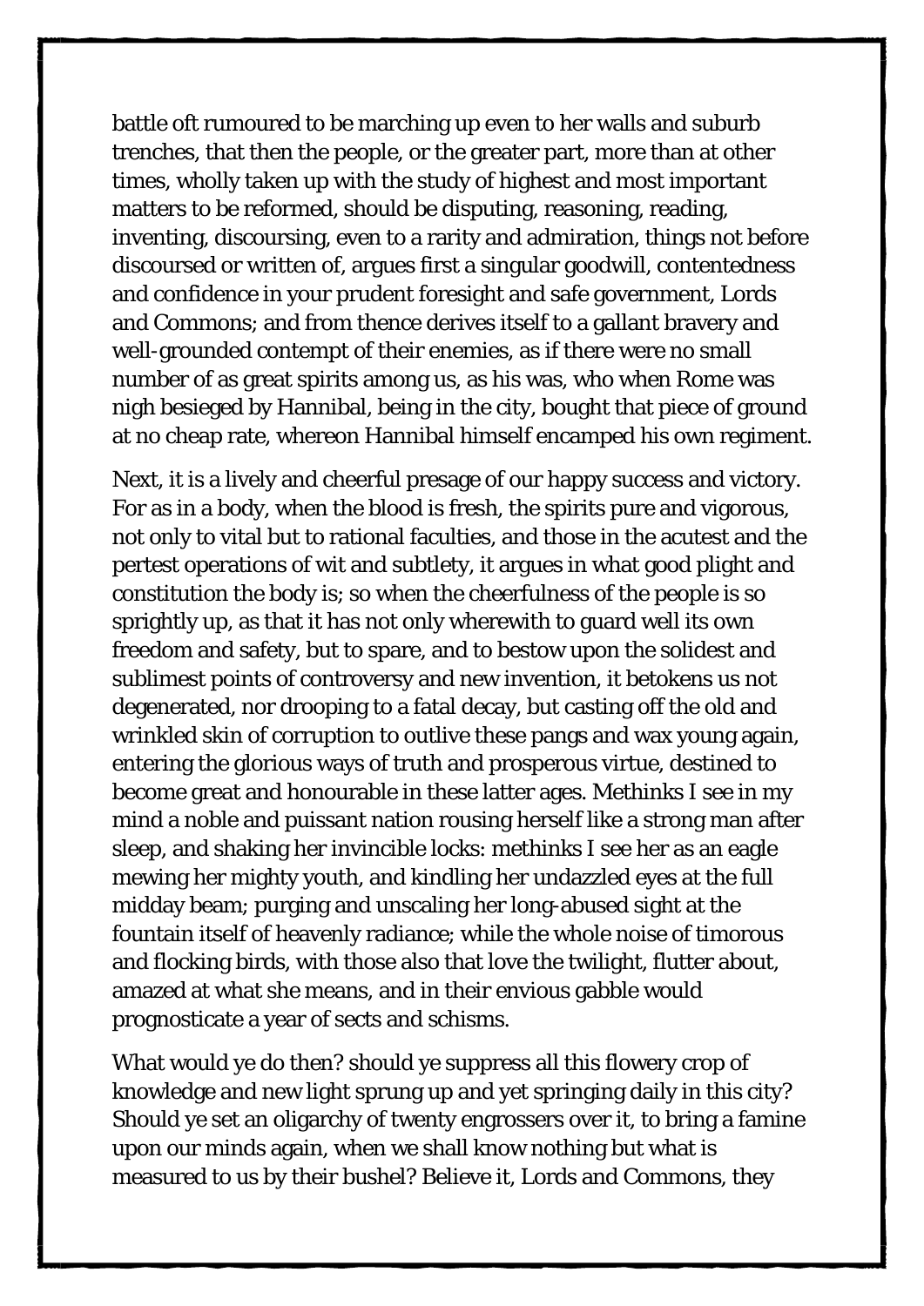battle oft rumoured to be marching up even to her walls and suburb trenches, that then the people, or the greater part, more than at other times, wholly taken up with the study of highest and most important matters to be reformed, should be disputing, reasoning, reading, inventing, discoursing, even to a rarity and admiration, things not before discoursed or written of, argues first a singular goodwill, contentedness and confidence in your prudent foresight and safe government, Lords and Commons; and from thence derives itself to a gallant bravery and well-grounded contempt of their enemies, as if there were no small number of as great spirits among us, as his was, who when Rome was nigh besieged by Hannibal, being in the city, bought that piece of ground at no cheap rate, whereon Hannibal himself encamped his own regiment.

Next, it is a lively and cheerful presage of our happy success and victory. For as in a body, when the blood is fresh, the spirits pure and vigorous, not only to vital but to rational faculties, and those in the acutest and the pertest operations of wit and subtlety, it argues in what good plight and constitution the body is; so when the cheerfulness of the people is so sprightly up, as that it has not only wherewith to guard well its own freedom and safety, but to spare, and to bestow upon the solidest and sublimest points of controversy and new invention, it betokens us not degenerated, nor drooping to a fatal decay, but casting off the old and wrinkled skin of corruption to outlive these pangs and wax young again, entering the glorious ways of truth and prosperous virtue, destined to become great and honourable in these latter ages. Methinks I see in my mind a noble and puissant nation rousing herself like a strong man after sleep, and shaking her invincible locks: methinks I see her as an eagle mewing her mighty youth, and kindling her undazzled eyes at the full midday beam; purging and unscaling her long-abused sight at the fountain itself of heavenly radiance; while the whole noise of timorous and flocking birds, with those also that love the twilight, flutter about, amazed at what she means, and in their envious gabble would prognosticate a year of sects and schisms.

What would ye do then? should ye suppress all this flowery crop of knowledge and new light sprung up and yet springing daily in this city? Should ye set an oligarchy of twenty engrossers over it, to bring a famine upon our minds again, when we shall know nothing but what is measured to us by their bushel? Believe it, Lords and Commons, they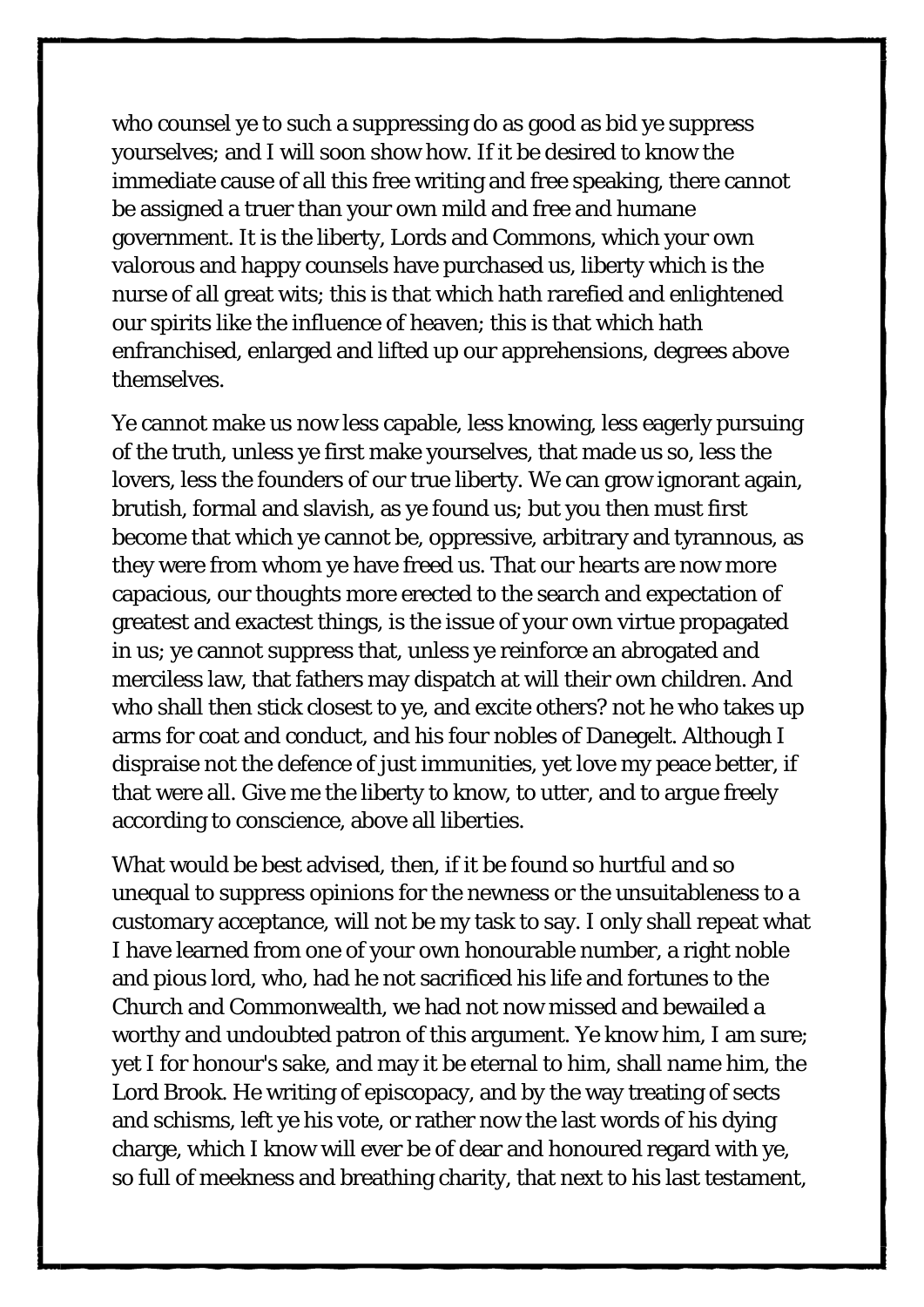who counsel ye to such a suppressing do as good as bid ye suppress yourselves; and I will soon show how. If it be desired to know the immediate cause of all this free writing and free speaking, there cannot be assigned a truer than your own mild and free and humane government. It is the liberty, Lords and Commons, which your own valorous and happy counsels have purchased us, liberty which is the nurse of all great wits; this is that which hath rarefied and enlightened our spirits like the influence of heaven; this is that which hath enfranchised, enlarged and lifted up our apprehensions, degrees above themselves.

Ye cannot make us now less capable, less knowing, less eagerly pursuing of the truth, unless ye first make yourselves, that made us so, less the lovers, less the founders of our true liberty. We can grow ignorant again, brutish, formal and slavish, as ye found us; but you then must first become that which ye cannot be, oppressive, arbitrary and tyrannous, as they were from whom ye have freed us. That our hearts are now more capacious, our thoughts more erected to the search and expectation of greatest and exactest things, is the issue of your own virtue propagated in us; ye cannot suppress that, unless ye reinforce an abrogated and merciless law, that fathers may dispatch at will their own children. And who shall then stick closest to ye, and excite others? not he who takes up arms for coat and conduct, and his four nobles of Danegelt. Although I dispraise not the defence of just immunities, yet love my peace better, if that were all. Give me the liberty to know, to utter, and to argue freely according to conscience, above all liberties.

What would be best advised, then, if it be found so hurtful and so unequal to suppress opinions for the newness or the unsuitableness to a customary acceptance, will not be my task to say. I only shall repeat what I have learned from one of your own honourable number, a right noble and pious lord, who, had he not sacrificed his life and fortunes to the Church and Commonwealth, we had not now missed and bewailed a worthy and undoubted patron of this argument. Ye know him, I am sure; yet I for honour's sake, and may it be eternal to him, shall name him, the Lord Brook. He writing of episcopacy, and by the way treating of sects and schisms, left ye his vote, or rather now the last words of his dying charge, which I know will ever be of dear and honoured regard with ye, so full of meekness and breathing charity, that next to his last testament,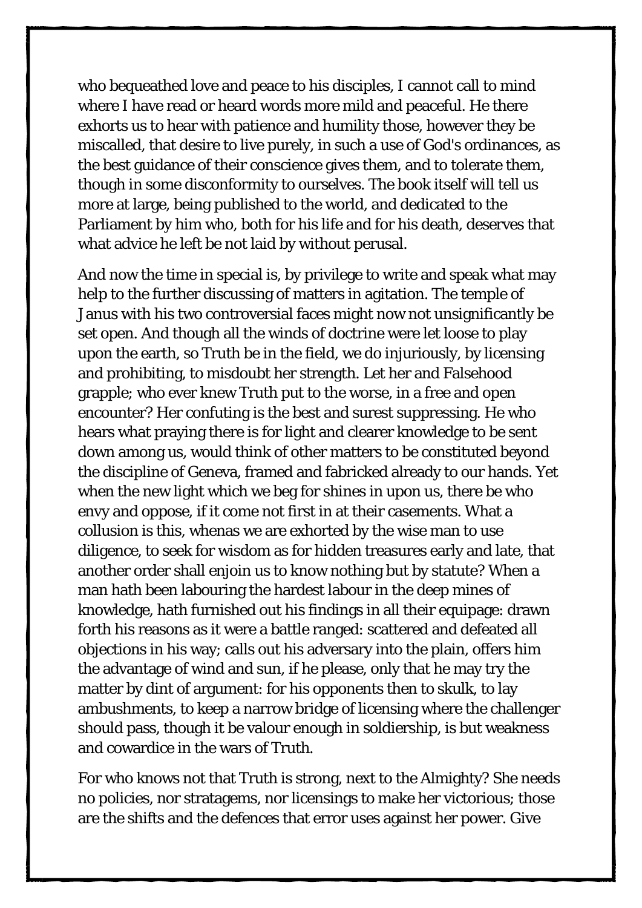who bequeathed love and peace to his disciples, I cannot call to mind where I have read or heard words more mild and peaceful. He there exhorts us to hear with patience and humility those, however they be miscalled, that desire to live purely, in such a use of God's ordinances, as the best guidance of their conscience gives them, and to tolerate them, though in some disconformity to ourselves. The book itself will tell us more at large, being published to the world, and dedicated to the Parliament by him who, both for his life and for his death, deserves that what advice he left be not laid by without perusal.

And now the time in special is, by privilege to write and speak what may help to the further discussing of matters in agitation. The temple of Janus with his two controversial faces might now not unsignificantly be set open. And though all the winds of doctrine were let loose to play upon the earth, so Truth be in the field, we do injuriously, by licensing and prohibiting, to misdoubt her strength. Let her and Falsehood grapple; who ever knew Truth put to the worse, in a free and open encounter? Her confuting is the best and surest suppressing. He who hears what praying there is for light and clearer knowledge to be sent down among us, would think of other matters to be constituted beyond the discipline of Geneva, framed and fabricked already to our hands. Yet when the new light which we beg for shines in upon us, there be who envy and oppose, if it come not first in at their casements. What a collusion is this, whenas we are exhorted by the wise man to use diligence, to seek for wisdom as for hidden treasures early and late, that another order shall enjoin us to know nothing but by statute? When a man hath been labouring the hardest labour in the deep mines of knowledge, hath furnished out his findings in all their equipage: drawn forth his reasons as it were a battle ranged: scattered and defeated all objections in his way; calls out his adversary into the plain, offers him the advantage of wind and sun, if he please, only that he may try the matter by dint of argument: for his opponents then to skulk, to lay ambushments, to keep a narrow bridge of licensing where the challenger should pass, though it be valour enough in soldiership, is but weakness and cowardice in the wars of Truth.

For who knows not that Truth is strong, next to the Almighty? She needs no policies, nor stratagems, nor licensings to make her victorious; those are the shifts and the defences that error uses against her power. Give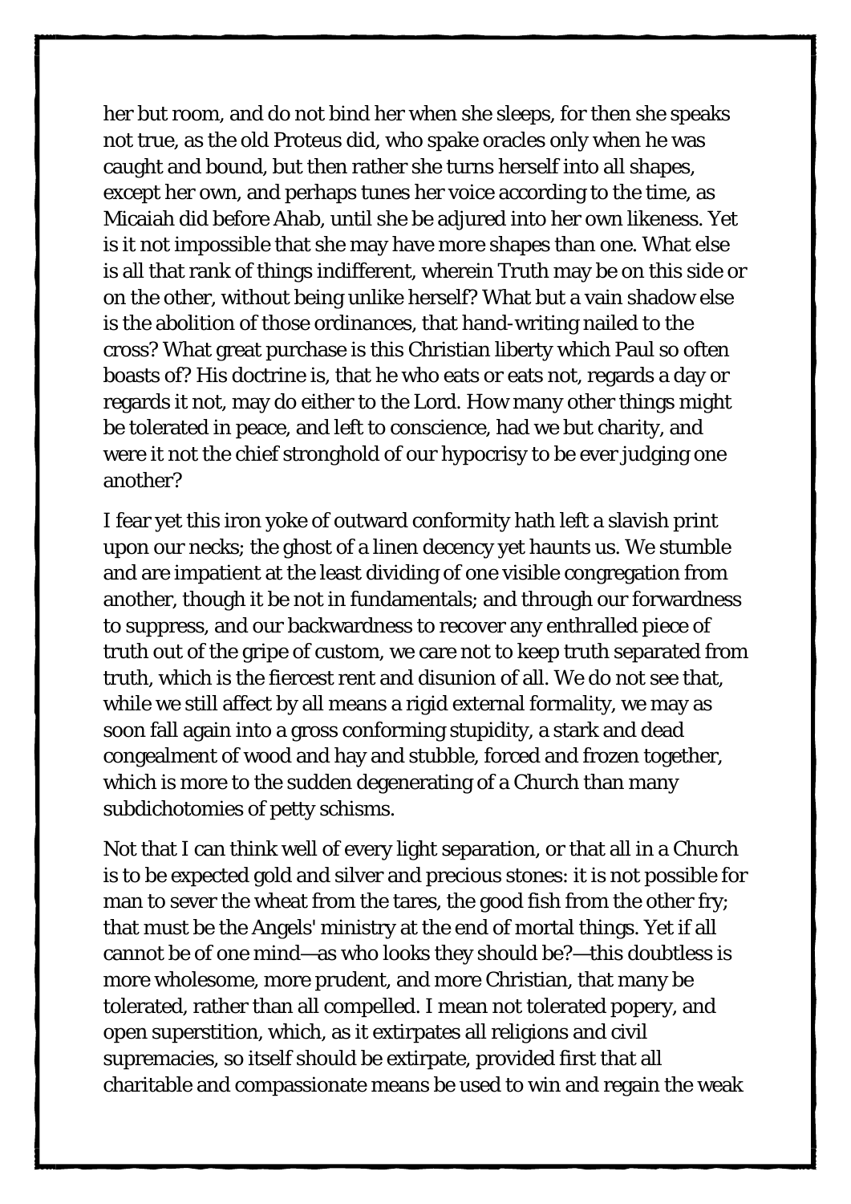her but room, and do not bind her when she sleeps, for then she speaks not true, as the old Proteus did, who spake oracles only when he was caught and bound, but then rather she turns herself into all shapes, except her own, and perhaps tunes her voice according to the time, as Micaiah did before Ahab, until she be adjured into her own likeness. Yet is it not impossible that she may have more shapes than one. What else is all that rank of things indifferent, wherein Truth may be on this side or on the other, without being unlike herself? What but a vain shadow else is the abolition of those ordinances, that hand-writing nailed to the cross? What great purchase is this Christian liberty which Paul so often boasts of? His doctrine is, that he who eats or eats not, regards a day or regards it not, may do either to the Lord. How many other things might be tolerated in peace, and left to conscience, had we but charity, and were it not the chief stronghold of our hypocrisy to be ever judging one another?

I fear yet this iron yoke of outward conformity hath left a slavish print upon our necks; the ghost of a linen decency yet haunts us. We stumble and are impatient at the least dividing of one visible congregation from another, though it be not in fundamentals; and through our forwardness to suppress, and our backwardness to recover any enthralled piece of truth out of the gripe of custom, we care not to keep truth separated from truth, which is the fiercest rent and disunion of all. We do not see that, while we still affect by all means a rigid external formality, we may as soon fall again into a gross conforming stupidity, a stark and dead congealment of wood and hay and stubble, forced and frozen together, which is more to the sudden degenerating of a Church than many subdichotomies of petty schisms.

Not that I can think well of every light separation, or that all in a Church is to be expected gold and silver and precious stones: it is not possible for man to sever the wheat from the tares, the good fish from the other fry; that must be the Angels' ministry at the end of mortal things. Yet if all cannot be of one mind—as who looks they should be?—this doubtless is more wholesome, more prudent, and more Christian, that many be tolerated, rather than all compelled. I mean not tolerated popery, and open superstition, which, as it extirpates all religions and civil supremacies, so itself should be extirpate, provided first that all charitable and compassionate means be used to win and regain the weak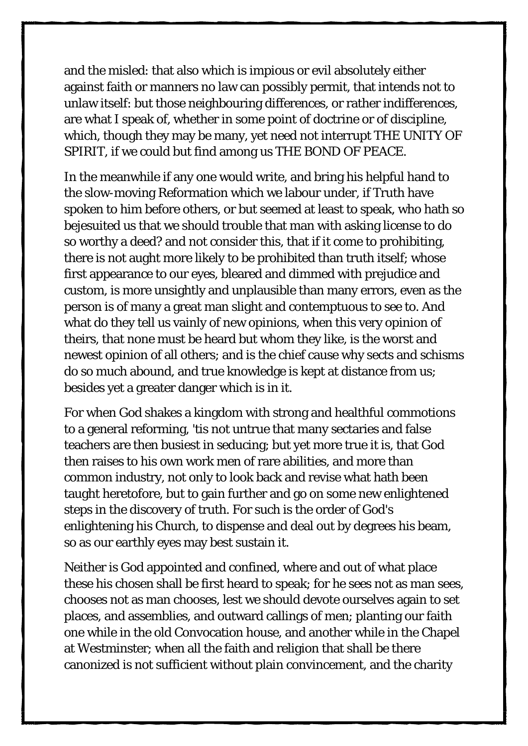and the misled: that also which is impious or evil absolutely either against faith or manners no law can possibly permit, that intends not to unlaw itself: but those neighbouring differences, or rather indifferences, are what I speak of, whether in some point of doctrine or of discipline, which, though they may be many, yet need not interrupt THE UNITY OF SPIRIT, if we could but find among us THE BOND OF PEACE.

In the meanwhile if any one would write, and bring his helpful hand to the slow-moving Reformation which we labour under, if Truth have spoken to him before others, or but seemed at least to speak, who hath so bejesuited us that we should trouble that man with asking license to do so worthy a deed? and not consider this, that if it come to prohibiting, there is not aught more likely to be prohibited than truth itself; whose first appearance to our eyes, bleared and dimmed with prejudice and custom, is more unsightly and unplausible than many errors, even as the person is of many a great man slight and contemptuous to see to. And what do they tell us vainly of new opinions, when this very opinion of theirs, that none must be heard but whom they like, is the worst and newest opinion of all others; and is the chief cause why sects and schisms do so much abound, and true knowledge is kept at distance from us; besides yet a greater danger which is in it.

For when God shakes a kingdom with strong and healthful commotions to a general reforming, 'tis not untrue that many sectaries and false teachers are then busiest in seducing; but yet more true it is, that God then raises to his own work men of rare abilities, and more than common industry, not only to look back and revise what hath been taught heretofore, but to gain further and go on some new enlightened steps in the discovery of truth. For such is the order of God's enlightening his Church, to dispense and deal out by degrees his beam, so as our earthly eyes may best sustain it.

Neither is God appointed and confined, where and out of what place these his chosen shall be first heard to speak; for he sees not as man sees, chooses not as man chooses, lest we should devote ourselves again to set places, and assemblies, and outward callings of men; planting our faith one while in the old Convocation house, and another while in the Chapel at Westminster; when all the faith and religion that shall be there canonized is not sufficient without plain convincement, and the charity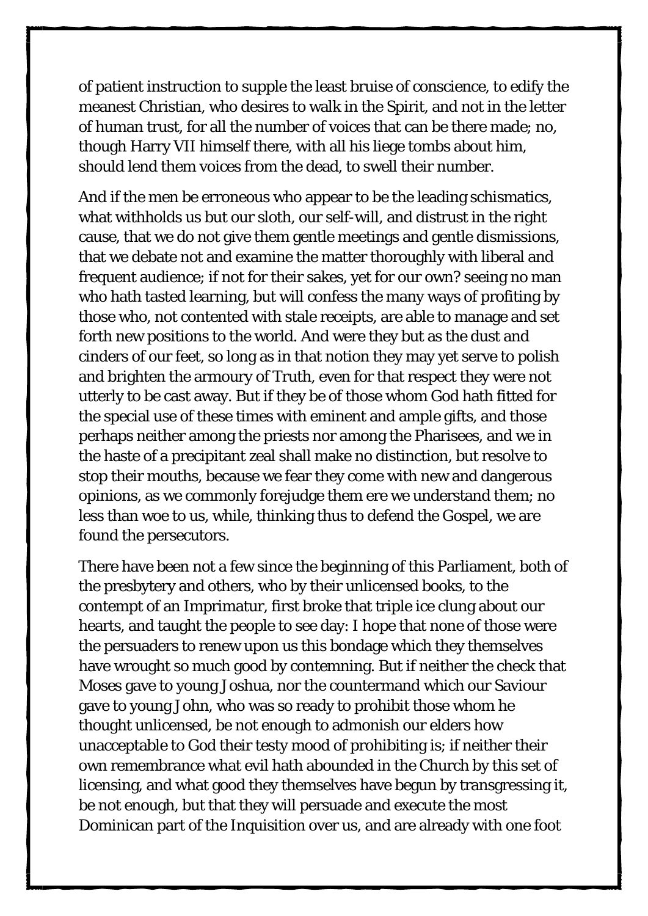of patient instruction to supple the least bruise of conscience, to edify the meanest Christian, who desires to walk in the Spirit, and not in the letter of human trust, for all the number of voices that can be there made; no, though Harry VII himself there, with all his liege tombs about him, should lend them voices from the dead, to swell their number.

And if the men be erroneous who appear to be the leading schismatics, what withholds us but our sloth, our self-will, and distrust in the right cause, that we do not give them gentle meetings and gentle dismissions, that we debate not and examine the matter thoroughly with liberal and frequent audience; if not for their sakes, yet for our own? seeing no man who hath tasted learning, but will confess the many ways of profiting by those who, not contented with stale receipts, are able to manage and set forth new positions to the world. And were they but as the dust and cinders of our feet, so long as in that notion they may yet serve to polish and brighten the armoury of Truth, even for that respect they were not utterly to be cast away. But if they be of those whom God hath fitted for the special use of these times with eminent and ample gifts, and those perhaps neither among the priests nor among the Pharisees, and we in the haste of a precipitant zeal shall make no distinction, but resolve to stop their mouths, because we fear they come with new and dangerous opinions, as we commonly forejudge them ere we understand them; no less than woe to us, while, thinking thus to defend the Gospel, we are found the persecutors.

There have been not a few since the beginning of this Parliament, both of the presbytery and others, who by their unlicensed books, to the contempt of an Imprimatur, first broke that triple ice clung about our hearts, and taught the people to see day: I hope that none of those were the persuaders to renew upon us this bondage which they themselves have wrought so much good by contemning. But if neither the check that Moses gave to young Joshua, nor the countermand which our Saviour gave to young John, who was so ready to prohibit those whom he thought unlicensed, be not enough to admonish our elders how unacceptable to God their testy mood of prohibiting is; if neither their own remembrance what evil hath abounded in the Church by this set of licensing, and what good they themselves have begun by transgressing it, be not enough, but that they will persuade and execute the most Dominican part of the Inquisition over us, and are already with one foot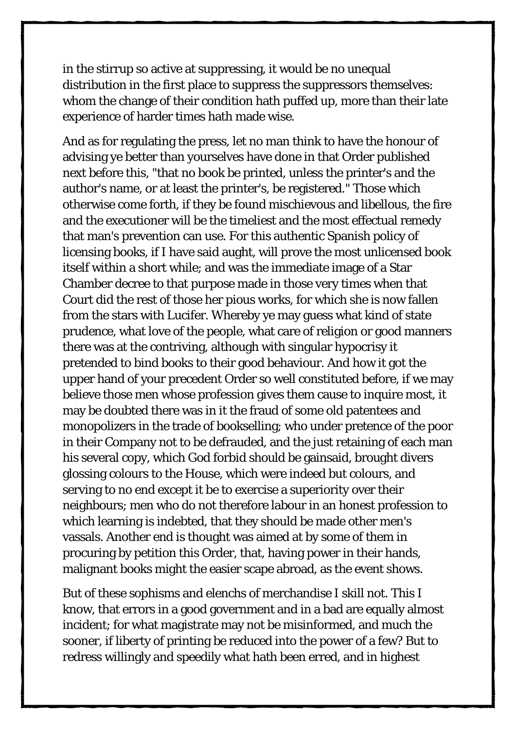in the stirrup so active at suppressing, it would be no unequal distribution in the first place to suppress the suppressors themselves: whom the change of their condition hath puffed up, more than their late experience of harder times hath made wise.

And as for regulating the press, let no man think to have the honour of advising ye better than yourselves have done in that Order published next before this, "that no book be printed, unless the printer's and the author's name, or at least the printer's, be registered." Those which otherwise come forth, if they be found mischievous and libellous, the fire and the executioner will be the timeliest and the most effectual remedy that man's prevention can use. For this authentic Spanish policy of licensing books, if I have said aught, will prove the most unlicensed book itself within a short while; and was the immediate image of a Star Chamber decree to that purpose made in those very times when that Court did the rest of those her pious works, for which she is now fallen from the stars with Lucifer. Whereby ye may guess what kind of state prudence, what love of the people, what care of religion or good manners there was at the contriving, although with singular hypocrisy it pretended to bind books to their good behaviour. And how it got the upper hand of your precedent Order so well constituted before, if we may believe those men whose profession gives them cause to inquire most, it may be doubted there was in it the fraud of some old patentees and monopolizers in the trade of bookselling; who under pretence of the poor in their Company not to be defrauded, and the just retaining of each man his several copy, which God forbid should be gainsaid, brought divers glossing colours to the House, which were indeed but colours, and serving to no end except it be to exercise a superiority over their neighbours; men who do not therefore labour in an honest profession to which learning is indebted, that they should be made other men's vassals. Another end is thought was aimed at by some of them in procuring by petition this Order, that, having power in their hands, malignant books might the easier scape abroad, as the event shows.

But of these sophisms and elenchs of merchandise I skill not. This I know, that errors in a good government and in a bad are equally almost incident; for what magistrate may not be misinformed, and much the sooner, if liberty of printing be reduced into the power of a few? But to redress willingly and speedily what hath been erred, and in highest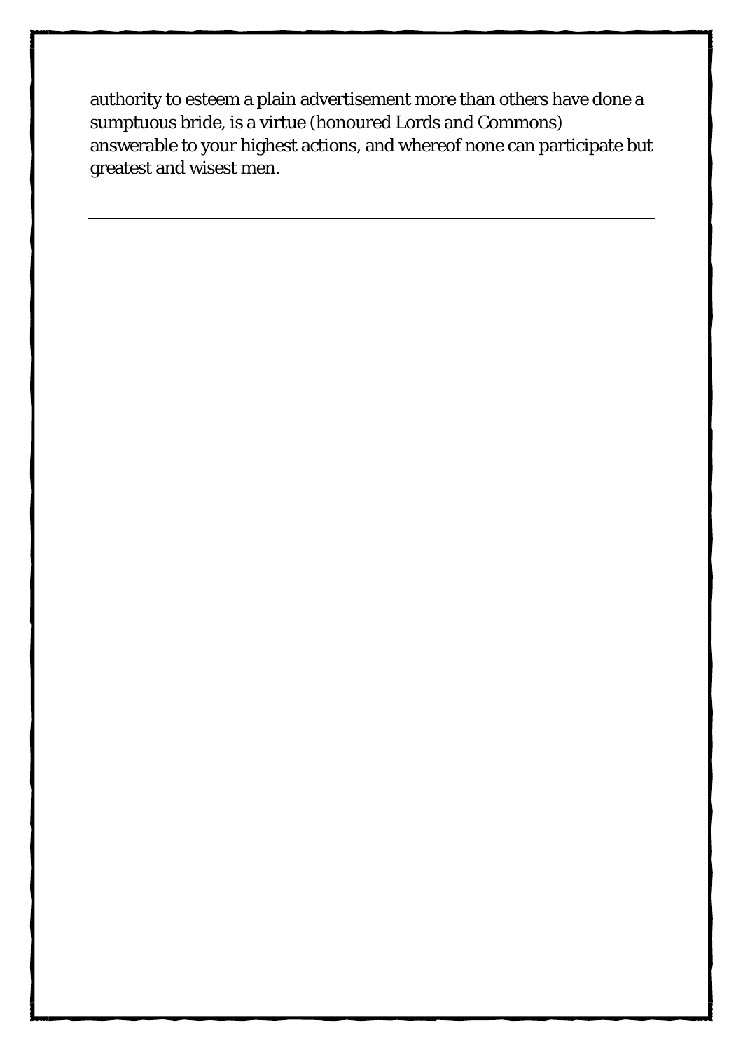authority to esteem a plain advertisement more than others have done a sumptuous bride, is a virtue (honoured Lords and Commons) answerable to your highest actions, and whereof none can participate but greatest and wisest men.

---